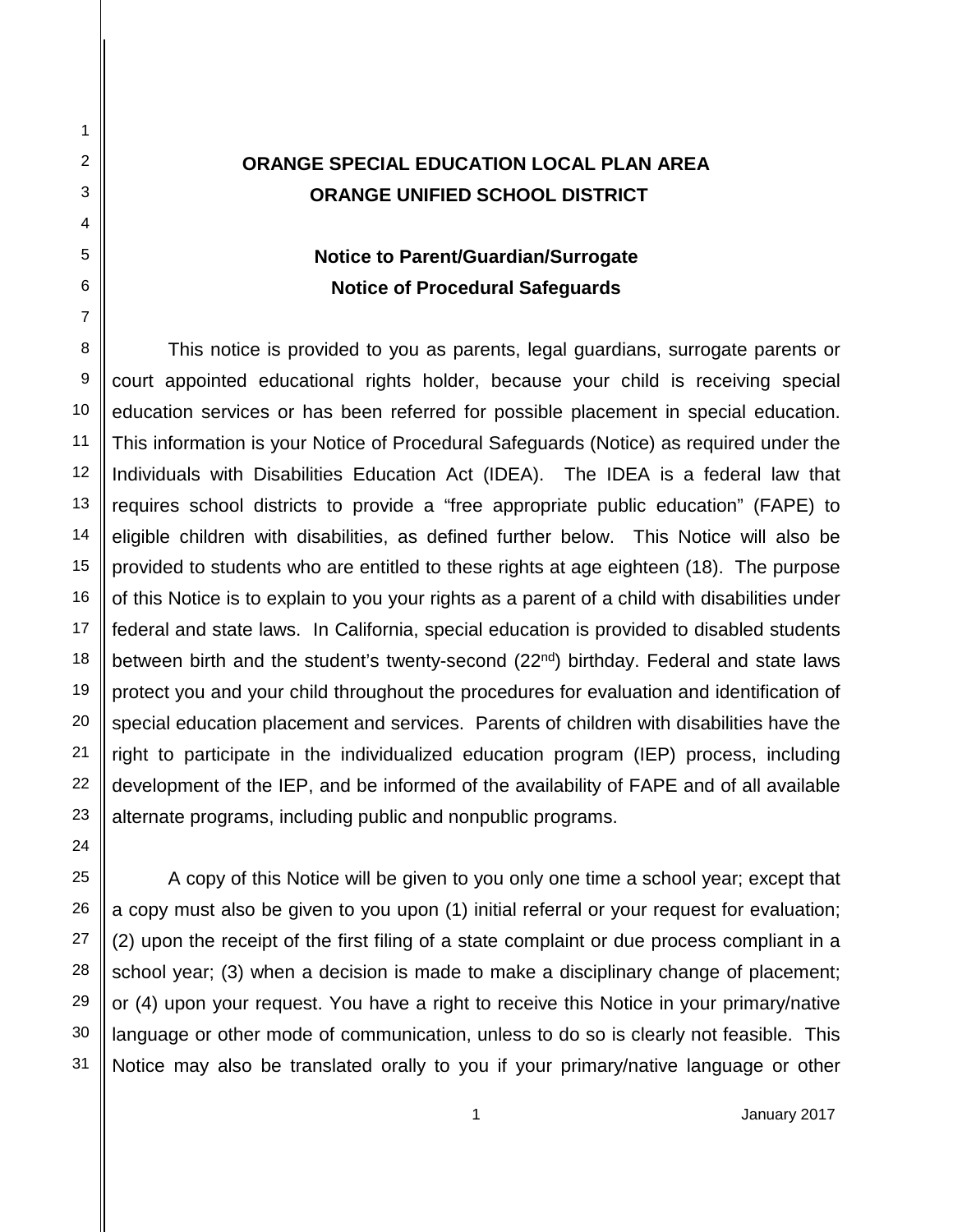**ORANGE SPECIAL EDUCATION LOCAL PLAN AREA**
**ORANGE UNIFIED SCHOOL DISTRICT**

**Notice to Parent/Guardian/Surrogate**
**Notice of Procedural Safeguards**

This notice is provided to you as parents, legal guardians, surrogate parents or court appointed educational rights holder, because your child is receiving special education services or has been referred for possible placement in special education. This information is your Notice of Procedural Safeguards (Notice) as required under the Individuals with Disabilities Education Act (IDEA). The IDEA is a federal law that requires school districts to provide a "free appropriate public education" (FAPE) to eligible children with disabilities, as defined further below. This Notice will also be provided to students who are entitled to these rights at age eighteen (18). The purpose of this Notice is to explain to you your rights as a parent of a child with disabilities under federal and state laws. In California, special education is provided to disabled students between birth and the student's twenty-second (22nd) birthday. Federal and state laws protect you and your child throughout the procedures for evaluation and identification of special education placement and services. Parents of children with disabilities have the right to participate in the individualized education program (IEP) process, including development of the IEP, and be informed of the availability of FAPE and of all available alternate programs, including public and nonpublic programs.

A copy of this Notice will be given to you only one time a school year; except that a copy must also be given to you upon (1) initial referral or your request for evaluation; (2) upon the receipt of the first filing of a state complaint or due process compliant in a school year; (3) when a decision is made to make a disciplinary change of placement; or (4) upon your request. You have a right to receive this Notice in your primary/native language or other mode of communication, unless to do so is clearly not feasible. This Notice may also be translated orally to you if your primary/native language or other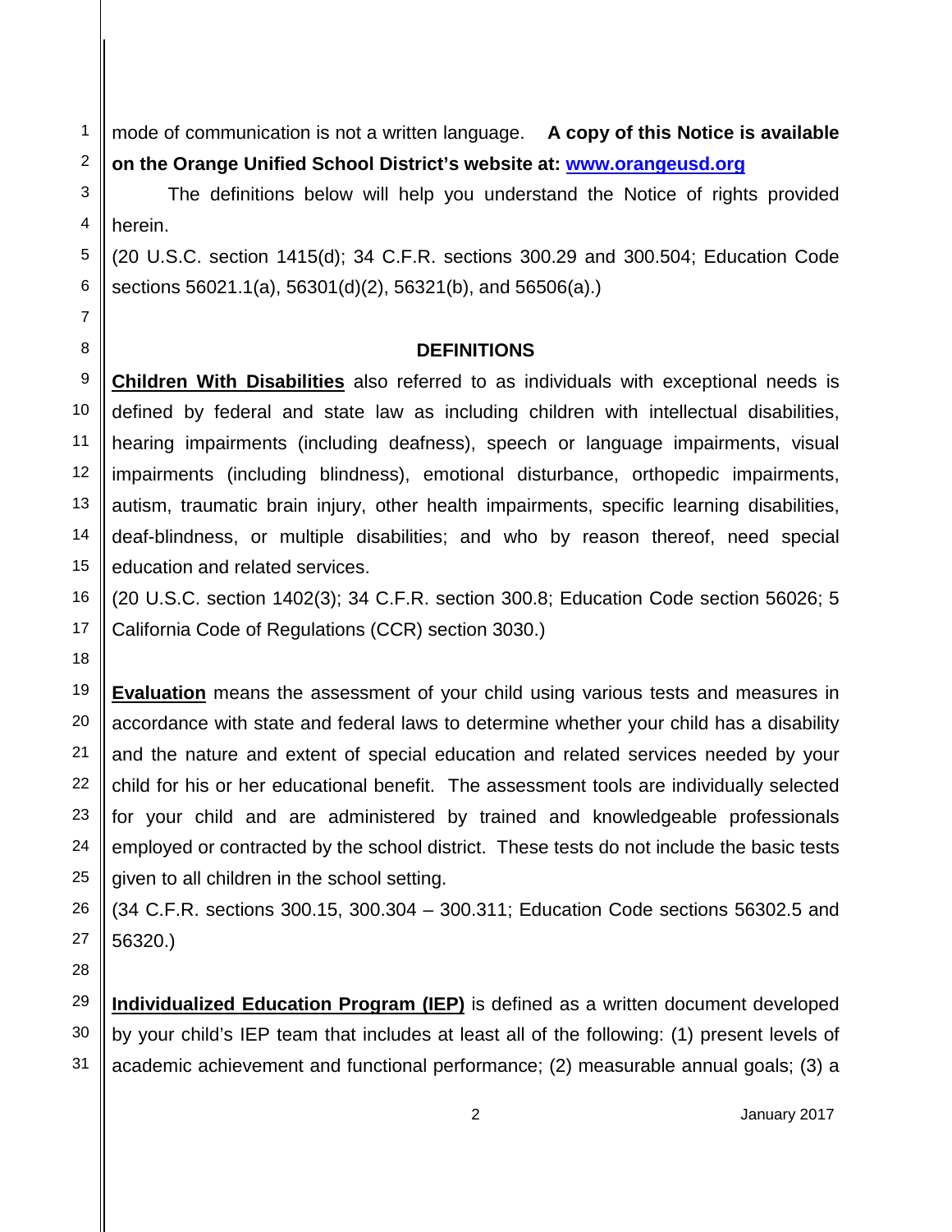mode of communication is not a written language. **A copy of this Notice is available on the Orange Unified School District's website at: [www.orangeusd.org](http://www.orangeusd.org)**

The definitions below will help you understand the Notice of rights provided herein.

(20 U.S.C. section 1415(d); 34 C.F.R. sections 300.29 and 300.504; Education Code sections 56021.1(a), 56301(d)(2), 56321(b), and 56506(a).)

## DEFINITIONS

**Children With Disabilities** also referred to as individuals with exceptional needs is defined by federal and state law as including children with intellectual disabilities, hearing impairments (including deafness), speech or language impairments, visual impairments (including blindness), emotional disturbance, orthopedic impairments, autism, traumatic brain injury, other health impairments, specific learning disabilities, deaf-blindness, or multiple disabilities; and who by reason thereof, need special education and related services.

(20 U.S.C. section 1402(3); 34 C.F.R. section 300.8; Education Code section 56026; 5 California Code of Regulations (CCR) section 3030.)

**Evaluation** means the assessment of your child using various tests and measures in accordance with state and federal laws to determine whether your child has a disability and the nature and extent of special education and related services needed by your child for his or her educational benefit. The assessment tools are individually selected for your child and are administered by trained and knowledgeable professionals employed or contracted by the school district. These tests do not include the basic tests given to all children in the school setting.

(34 C.F.R. sections 300.15, 300.304 – 300.311; Education Code sections 56302.5 and 56320.)

**Individualized Education Program (IEP)** is defined as a written document developed by your child's IEP team that includes at least all of the following: (1) present levels of academic achievement and functional performance; (2) measurable annual goals; (3) a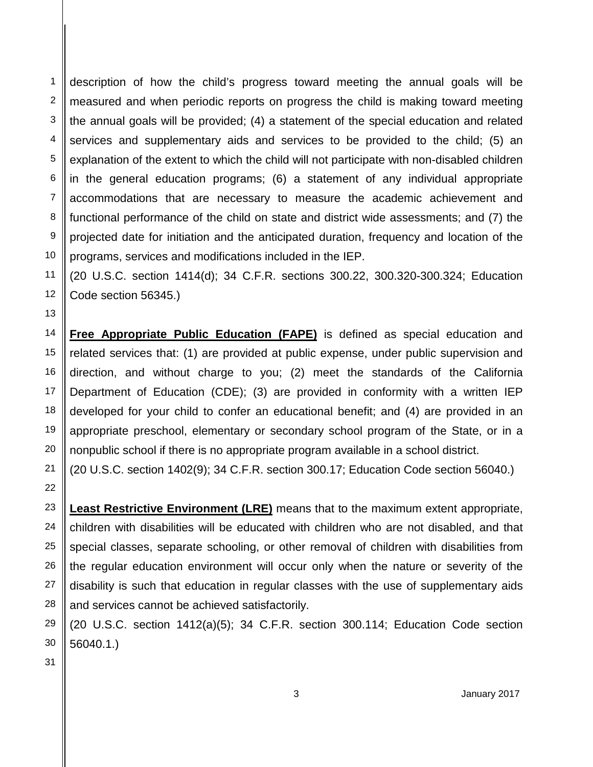description of how the child's progress toward meeting the annual goals will be measured and when periodic reports on progress the child is making toward meeting the annual goals will be provided; (4) a statement of the special education and related services and supplementary aids and services to be provided to the child; (5) an explanation of the extent to which the child will not participate with non-disabled children in the general education programs; (6) a statement of any individual appropriate accommodations that are necessary to measure the academic achievement and functional performance of the child on state and district wide assessments; and (7) the projected date for initiation and the anticipated duration, frequency and location of the programs, services and modifications included in the IEP.
(20 U.S.C. section 1414(d); 34 C.F.R. sections 300.22, 300.320-300.324; Education Code section 56345.)

**Free Appropriate Public Education (FAPE)** is defined as special education and related services that: (1) are provided at public expense, under public supervision and direction, and without charge to you; (2) meet the standards of the California Department of Education (CDE); (3) are provided in conformity with a written IEP developed for your child to confer an educational benefit; and (4) are provided in an appropriate preschool, elementary or secondary school program of the State, or in a nonpublic school if there is no appropriate program available in a school district.
(20 U.S.C. section 1402(9); 34 C.F.R. section 300.17; Education Code section 56040.)

**Least Restrictive Environment (LRE)** means that to the maximum extent appropriate, children with disabilities will be educated with children who are not disabled, and that special classes, separate schooling, or other removal of children with disabilities from the regular education environment will occur only when the nature or severity of the disability is such that education in regular classes with the use of supplementary aids and services cannot be achieved satisfactorily.
(20 U.S.C. section 1412(a)(5); 34 C.F.R. section 300.114; Education Code section 56040.1.)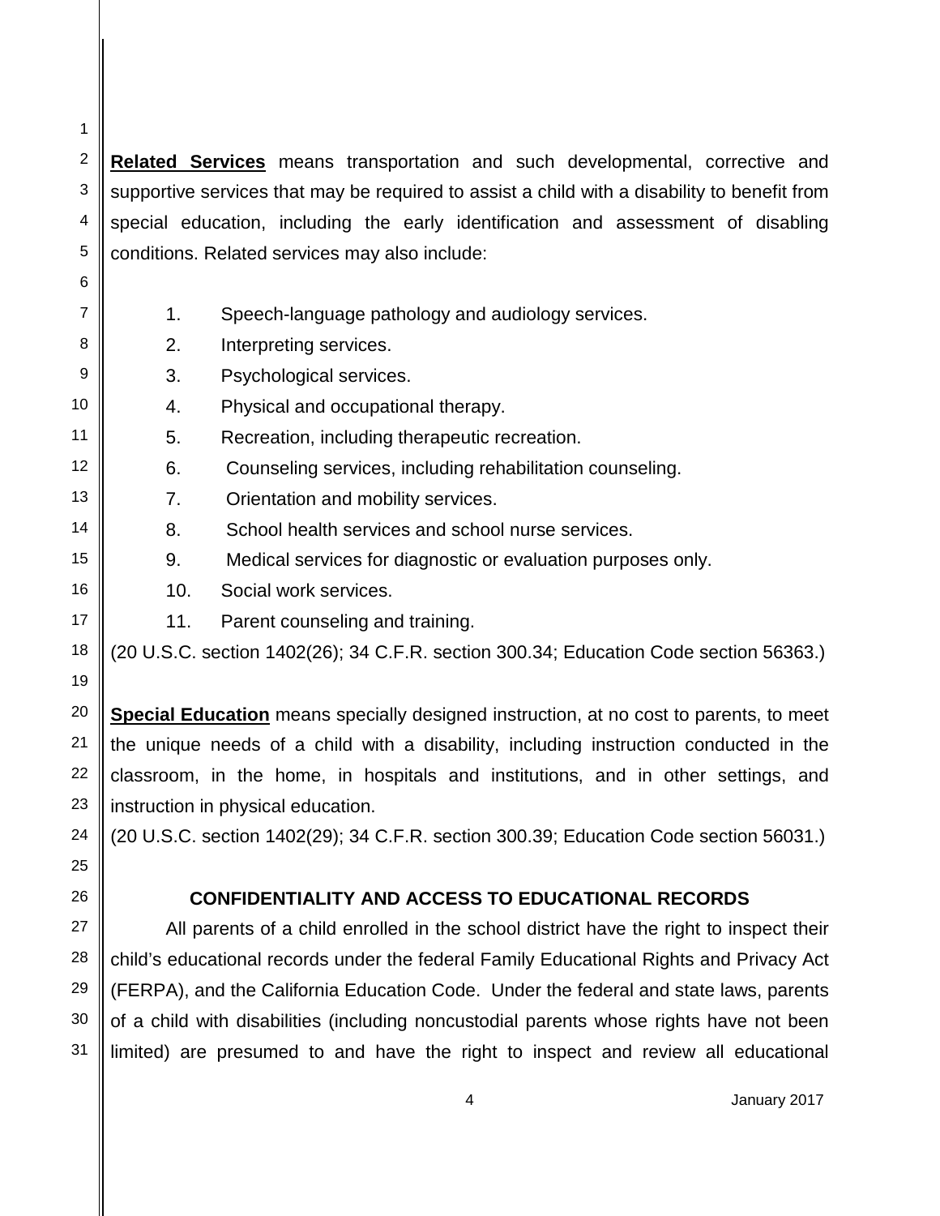**Related Services** means transportation and such developmental, corrective and supportive services that may be required to assist a child with a disability to benefit from special education, including the early identification and assessment of disabling conditions. Related services may also include:

1. Speech-language pathology and audiology services.
2. Interpreting services.
3. Psychological services.
4. Physical and occupational therapy.
5. Recreation, including therapeutic recreation.
6. Counseling services, including rehabilitation counseling.
7. Orientation and mobility services.
8. School health services and school nurse services.
9. Medical services for diagnostic or evaluation purposes only.
10. Social work services.
11. Parent counseling and training.

(20 U.S.C. section 1402(26); 34 C.F.R. section 300.34; Education Code section 56363.)

**Special Education** means specially designed instruction, at no cost to parents, to meet the unique needs of a child with a disability, including instruction conducted in the classroom, in the home, in hospitals and institutions, and in other settings, and instruction in physical education.
(20 U.S.C. section 1402(29); 34 C.F.R. section 300.39; Education Code section 56031.)

## CONFIDENTIALITY AND ACCESS TO EDUCATIONAL RECORDS

All parents of a child enrolled in the school district have the right to inspect their child's educational records under the federal Family Educational Rights and Privacy Act (FERPA), and the California Education Code. Under the federal and state laws, parents of a child with disabilities (including noncustodial parents whose rights have not been limited) are presumed to and have the right to inspect and review all educational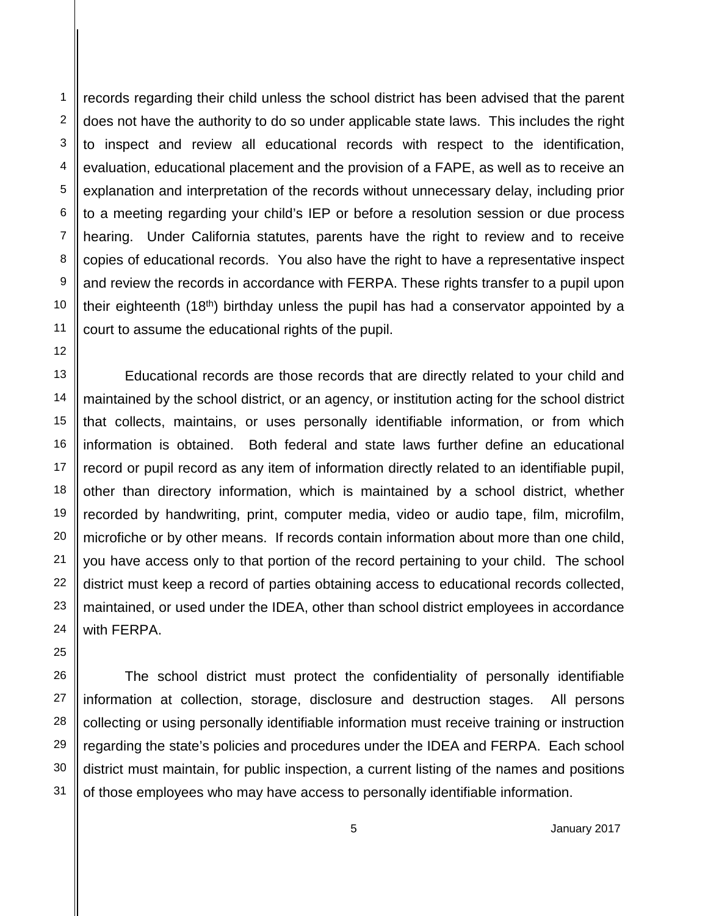records regarding their child unless the school district has been advised that the parent does not have the authority to do so under applicable state laws. This includes the right to inspect and review all educational records with respect to the identification, evaluation, educational placement and the provision of a FAPE, as well as to receive an explanation and interpretation of the records without unnecessary delay, including prior to a meeting regarding your child's IEP or before a resolution session or due process hearing. Under California statutes, parents have the right to review and to receive copies of educational records. You also have the right to have a representative inspect and review the records in accordance with FERPA. These rights transfer to a pupil upon their eighteenth (18th) birthday unless the pupil has had a conservator appointed by a court to assume the educational rights of the pupil.

Educational records are those records that are directly related to your child and maintained by the school district, or an agency, or institution acting for the school district that collects, maintains, or uses personally identifiable information, or from which information is obtained. Both federal and state laws further define an educational record or pupil record as any item of information directly related to an identifiable pupil, other than directory information, which is maintained by a school district, whether recorded by handwriting, print, computer media, video or audio tape, film, microfilm, microfiche or by other means. If records contain information about more than one child, you have access only to that portion of the record pertaining to your child. The school district must keep a record of parties obtaining access to educational records collected, maintained, or used under the IDEA, other than school district employees in accordance with FERPA.

The school district must protect the confidentiality of personally identifiable information at collection, storage, disclosure and destruction stages. All persons collecting or using personally identifiable information must receive training or instruction regarding the state's policies and procedures under the IDEA and FERPA. Each school district must maintain, for public inspection, a current listing of the names and positions of those employees who may have access to personally identifiable information.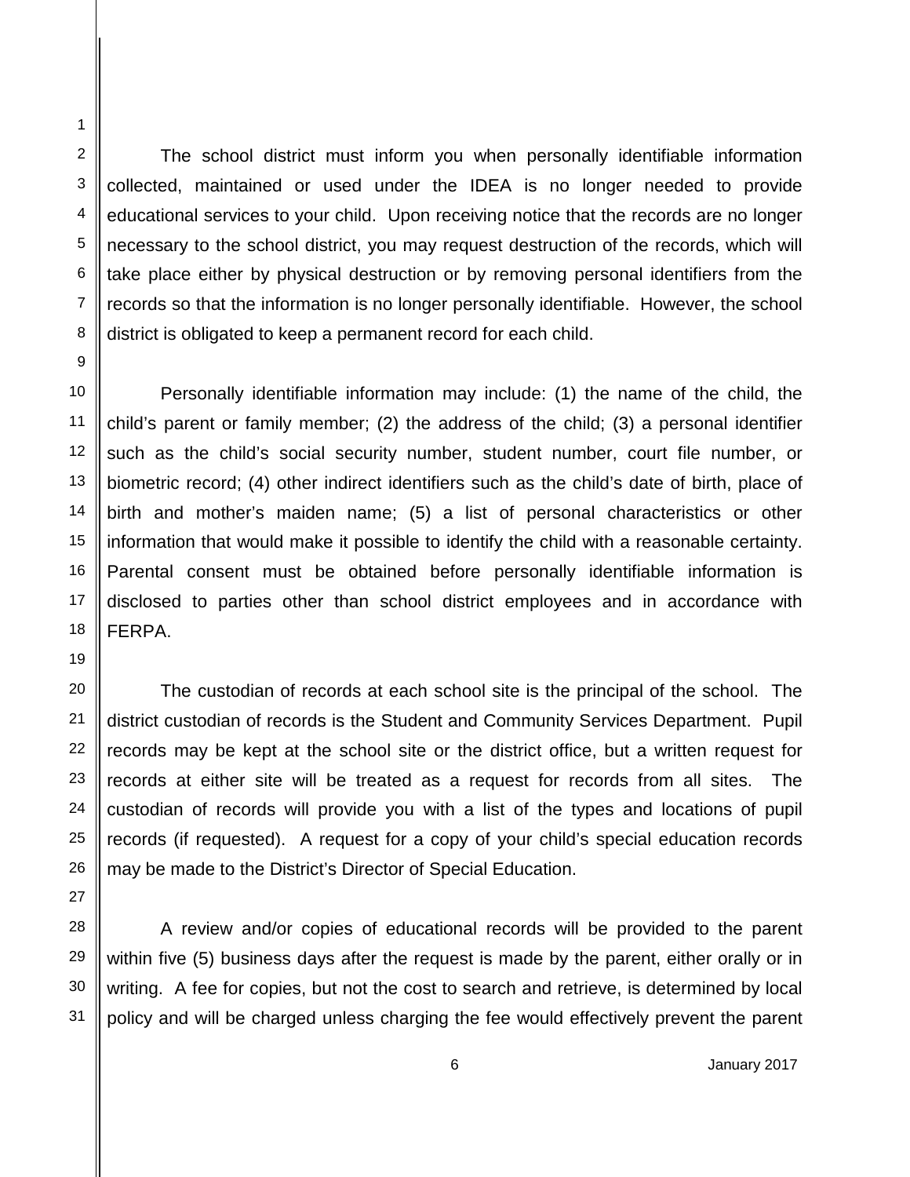The school district must inform you when personally identifiable information collected, maintained or used under the IDEA is no longer needed to provide educational services to your child. Upon receiving notice that the records are no longer necessary to the school district, you may request destruction of the records, which will take place either by physical destruction or by removing personal identifiers from the records so that the information is no longer personally identifiable. However, the school district is obligated to keep a permanent record for each child.

Personally identifiable information may include: (1) the name of the child, the child's parent or family member; (2) the address of the child; (3) a personal identifier such as the child's social security number, student number, court file number, or biometric record; (4) other indirect identifiers such as the child's date of birth, place of birth and mother's maiden name; (5) a list of personal characteristics or other information that would make it possible to identify the child with a reasonable certainty. Parental consent must be obtained before personally identifiable information is disclosed to parties other than school district employees and in accordance with FERPA.

The custodian of records at each school site is the principal of the school. The district custodian of records is the Student and Community Services Department. Pupil records may be kept at the school site or the district office, but a written request for records at either site will be treated as a request for records from all sites. The custodian of records will provide you with a list of the types and locations of pupil records (if requested). A request for a copy of your child's special education records may be made to the District's Director of Special Education.

A review and/or copies of educational records will be provided to the parent within five (5) business days after the request is made by the parent, either orally or in writing. A fee for copies, but not the cost to search and retrieve, is determined by local policy and will be charged unless charging the fee would effectively prevent the parent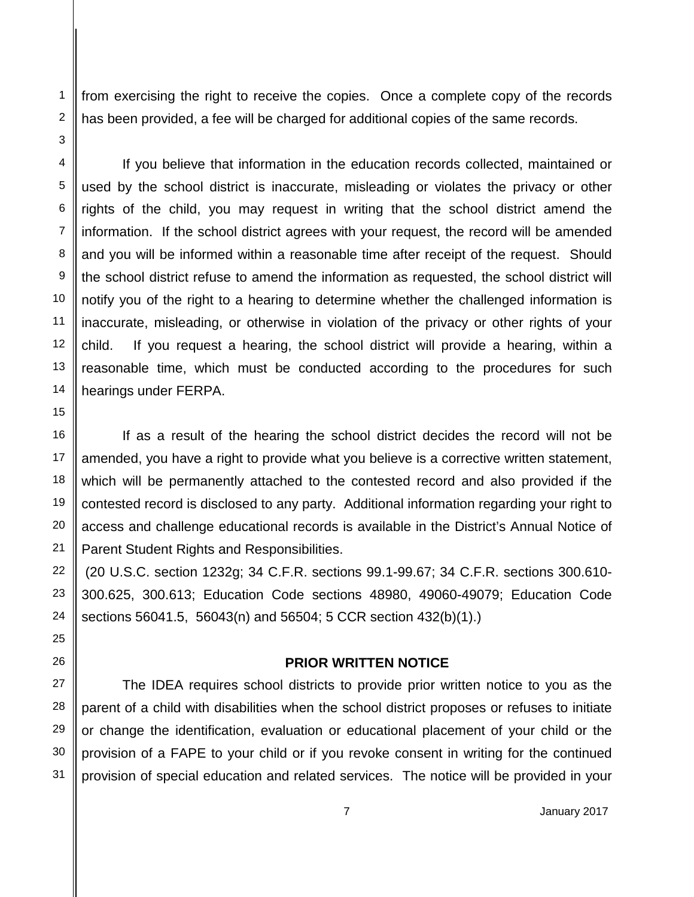from exercising the right to receive the copies. Once a complete copy of the records has been provided, a fee will be charged for additional copies of the same records.

If you believe that information in the education records collected, maintained or used by the school district is inaccurate, misleading or violates the privacy or other rights of the child, you may request in writing that the school district amend the information. If the school district agrees with your request, the record will be amended and you will be informed within a reasonable time after receipt of the request. Should the school district refuse to amend the information as requested, the school district will notify you of the right to a hearing to determine whether the challenged information is inaccurate, misleading, or otherwise in violation of the privacy or other rights of your child. If you request a hearing, the school district will provide a hearing, within a reasonable time, which must be conducted according to the procedures for such hearings under FERPA.

If as a result of the hearing the school district decides the record will not be amended, you have a right to provide what you believe is a corrective written statement, which will be permanently attached to the contested record and also provided if the contested record is disclosed to any party. Additional information regarding your right to access and challenge educational records is available in the District's Annual Notice of Parent Student Rights and Responsibilities.
(20 U.S.C. section 1232g; 34 C.F.R. sections 99.1-99.67; 34 C.F.R. sections 300.610-300.625, 300.613; Education Code sections 48980, 49060-49079; Education Code sections 56041.5, 56043(n) and 56504; 5 CCR section 432(b)(1).)

**PRIOR WRITTEN NOTICE**

The IDEA requires school districts to provide prior written notice to you as the parent of a child with disabilities when the school district proposes or refuses to initiate or change the identification, evaluation or educational placement of your child or the provision of a FAPE to your child or if you revoke consent in writing for the continued provision of special education and related services. The notice will be provided in your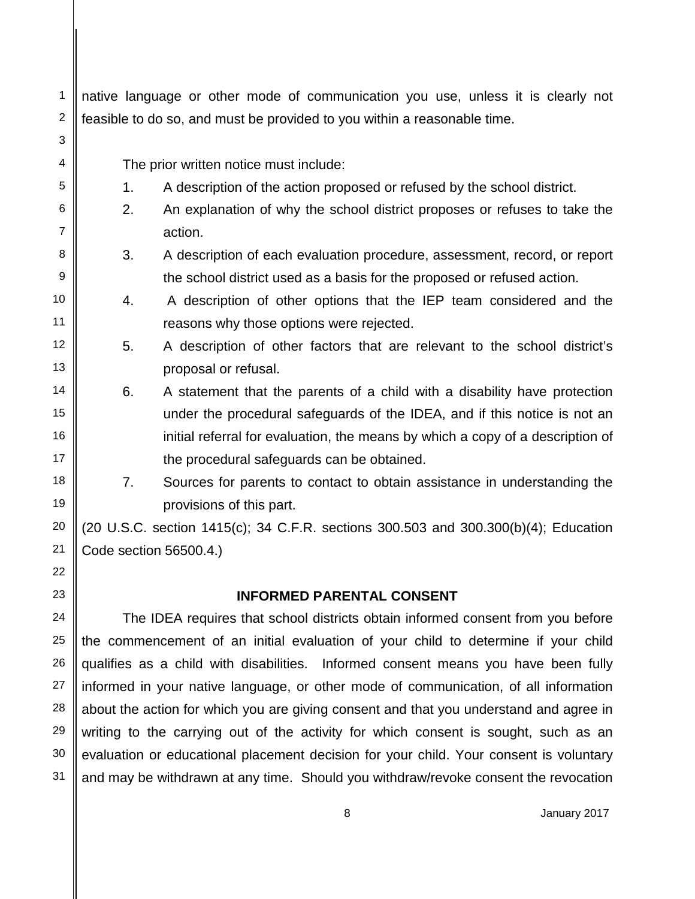native language or other mode of communication you use, unless it is clearly not feasible to do so, and must be provided to you within a reasonable time.

The prior written notice must include:

1. A description of the action proposed or refused by the school district.
2. An explanation of why the school district proposes or refuses to take the action.
3. A description of each evaluation procedure, assessment, record, or report the school district used as a basis for the proposed or refused action.
4. A description of other options that the IEP team considered and the reasons why those options were rejected.
5. A description of other factors that are relevant to the school district's proposal or refusal.
6. A statement that the parents of a child with a disability have protection under the procedural safeguards of the IDEA, and if this notice is not an initial referral for evaluation, the means by which a copy of a description of the procedural safeguards can be obtained.
7. Sources for parents to contact to obtain assistance in understanding the provisions of this part.

(20 U.S.C. section 1415(c); 34 C.F.R. sections 300.503 and 300.300(b)(4); Education Code section 56500.4.)

## INFORMED PARENTAL CONSENT

The IDEA requires that school districts obtain informed consent from you before the commencement of an initial evaluation of your child to determine if your child qualifies as a child with disabilities. Informed consent means you have been fully informed in your native language, or other mode of communication, of all information about the action for which you are giving consent and that you understand and agree in writing to the carrying out of the activity for which consent is sought, such as an evaluation or educational placement decision for your child. Your consent is voluntary and may be withdrawn at any time. Should you withdraw/revoke consent the revocation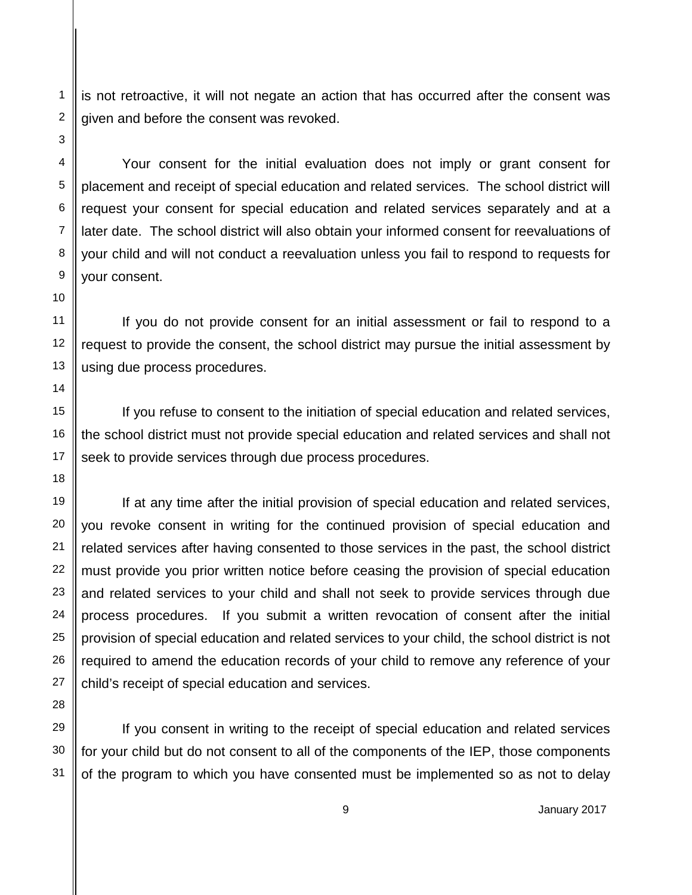is not retroactive, it will not negate an action that has occurred after the consent was given and before the consent was revoked.

Your consent for the initial evaluation does not imply or grant consent for placement and receipt of special education and related services. The school district will request your consent for special education and related services separately and at a later date. The school district will also obtain your informed consent for reevaluations of your child and will not conduct a reevaluation unless you fail to respond to requests for your consent.

If you do not provide consent for an initial assessment or fail to respond to a request to provide the consent, the school district may pursue the initial assessment by using due process procedures.

If you refuse to consent to the initiation of special education and related services, the school district must not provide special education and related services and shall not seek to provide services through due process procedures.

If at any time after the initial provision of special education and related services, you revoke consent in writing for the continued provision of special education and related services after having consented to those services in the past, the school district must provide you prior written notice before ceasing the provision of special education and related services to your child and shall not seek to provide services through due process procedures. If you submit a written revocation of consent after the initial provision of special education and related services to your child, the school district is not required to amend the education records of your child to remove any reference of your child's receipt of special education and services.

If you consent in writing to the receipt of special education and related services for your child but do not consent to all of the components of the IEP, those components of the program to which you have consented must be implemented so as not to delay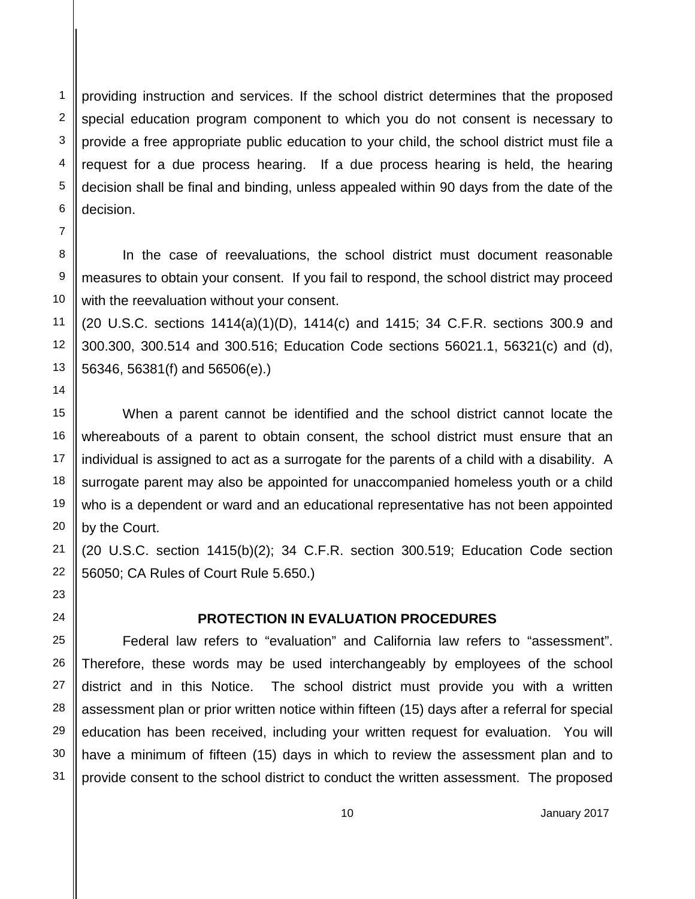providing instruction and services. If the school district determines that the proposed special education program component to which you do not consent is necessary to provide a free appropriate public education to your child, the school district must file a request for a due process hearing. If a due process hearing is held, the hearing decision shall be final and binding, unless appealed within 90 days from the date of the decision.

In the case of reevaluations, the school district must document reasonable measures to obtain your consent. If you fail to respond, the school district may proceed with the reevaluation without your consent.

(20 U.S.C. sections 1414(a)(1)(D), 1414(c) and 1415; 34 C.F.R. sections 300.9 and 300.300, 300.514 and 300.516; Education Code sections 56021.1, 56321(c) and (d), 56346, 56381(f) and 56506(e).)

When a parent cannot be identified and the school district cannot locate the whereabouts of a parent to obtain consent, the school district must ensure that an individual is assigned to act as a surrogate for the parents of a child with a disability. A surrogate parent may also be appointed for unaccompanied homeless youth or a child who is a dependent or ward and an educational representative has not been appointed by the Court.

(20 U.S.C. section 1415(b)(2); 34 C.F.R. section 300.519; Education Code section 56050; CA Rules of Court Rule 5.650.)

## PROTECTION IN EVALUATION PROCEDURES

Federal law refers to "evaluation" and California law refers to "assessment". Therefore, these words may be used interchangeably by employees of the school district and in this Notice. The school district must provide you with a written assessment plan or prior written notice within fifteen (15) days after a referral for special education has been received, including your written request for evaluation. You will have a minimum of fifteen (15) days in which to review the assessment plan and to provide consent to the school district to conduct the written assessment. The proposed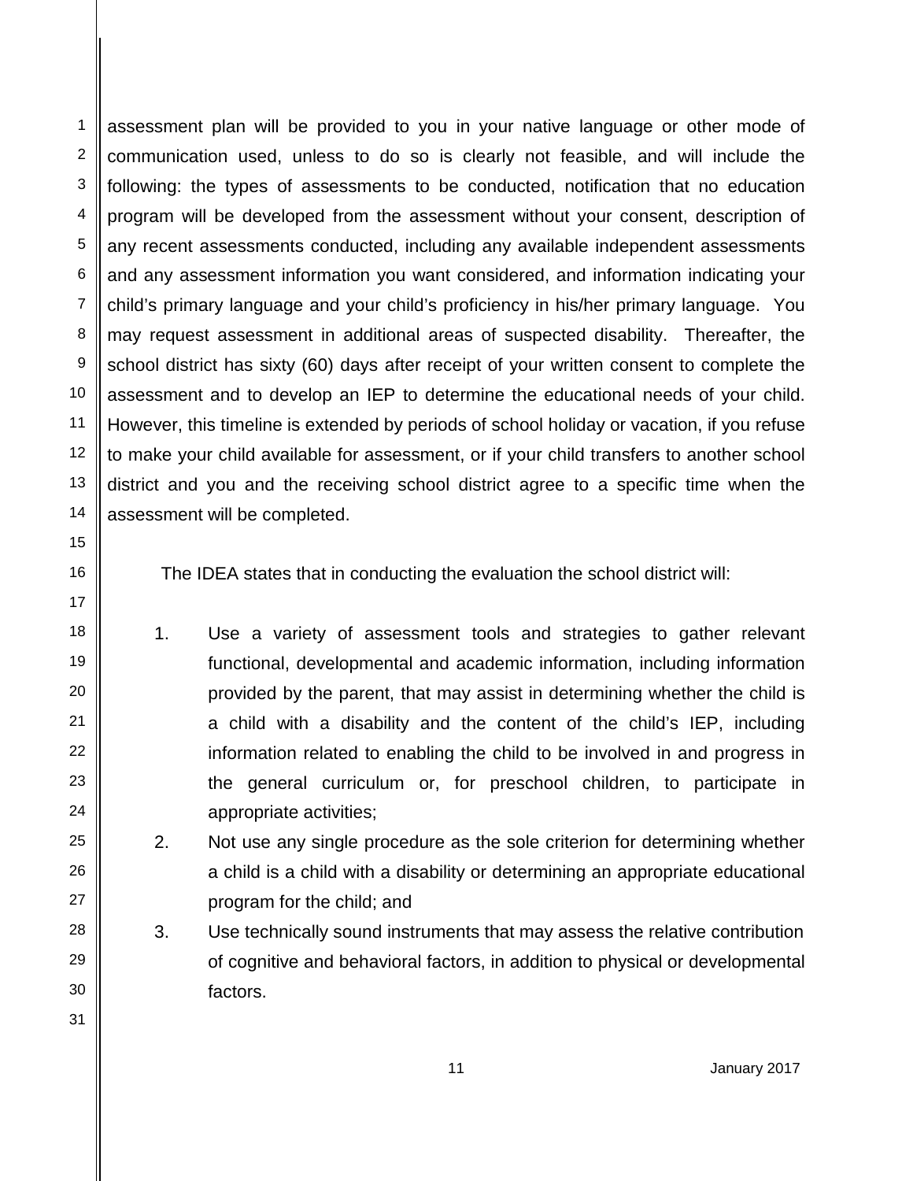assessment plan will be provided to you in your native language or other mode of communication used, unless to do so is clearly not feasible, and will include the following: the types of assessments to be conducted, notification that no education program will be developed from the assessment without your consent, description of any recent assessments conducted, including any available independent assessments and any assessment information you want considered, and information indicating your child's primary language and your child's proficiency in his/her primary language. You may request assessment in additional areas of suspected disability. Thereafter, the school district has sixty (60) days after receipt of your written consent to complete the assessment and to develop an IEP to determine the educational needs of your child. However, this timeline is extended by periods of school holiday or vacation, if you refuse to make your child available for assessment, or if your child transfers to another school district and you and the receiving school district agree to a specific time when the assessment will be completed.

The IDEA states that in conducting the evaluation the school district will:

1. Use a variety of assessment tools and strategies to gather relevant functional, developmental and academic information, including information provided by the parent, that may assist in determining whether the child is a child with a disability and the content of the child's IEP, including information related to enabling the child to be involved in and progress in the general curriculum or, for preschool children, to participate in appropriate activities;
2. Not use any single procedure as the sole criterion for determining whether a child is a child with a disability or determining an appropriate educational program for the child; and
3. Use technically sound instruments that may assess the relative contribution of cognitive and behavioral factors, in addition to physical or developmental factors.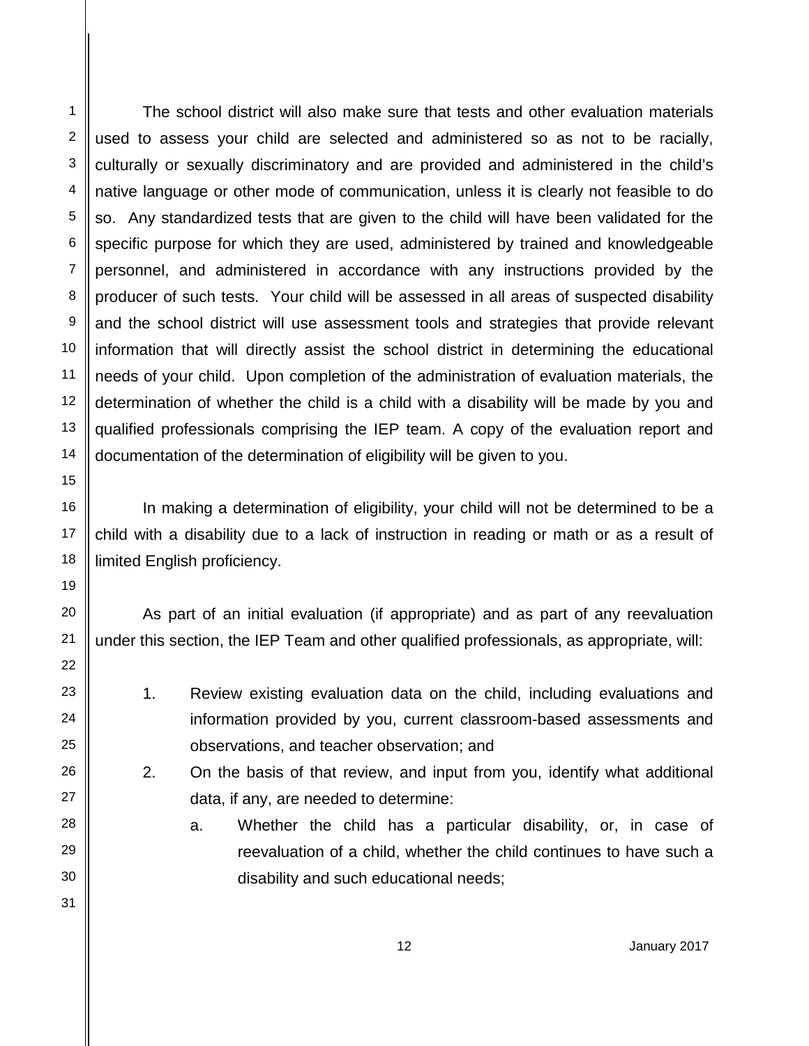The school district will also make sure that tests and other evaluation materials used to assess your child are selected and administered so as not to be racially, culturally or sexually discriminatory and are provided and administered in the child's native language or other mode of communication, unless it is clearly not feasible to do so. Any standardized tests that are given to the child will have been validated for the specific purpose for which they are used, administered by trained and knowledgeable personnel, and administered in accordance with any instructions provided by the producer of such tests. Your child will be assessed in all areas of suspected disability and the school district will use assessment tools and strategies that provide relevant information that will directly assist the school district in determining the educational needs of your child. Upon completion of the administration of evaluation materials, the determination of whether the child is a child with a disability will be made by you and qualified professionals comprising the IEP team. A copy of the evaluation report and documentation of the determination of eligibility will be given to you.

In making a determination of eligibility, your child will not be determined to be a child with a disability due to a lack of instruction in reading or math or as a result of limited English proficiency.

As part of an initial evaluation (if appropriate) and as part of any reevaluation under this section, the IEP Team and other qualified professionals, as appropriate, will:

1. Review existing evaluation data on the child, including evaluations and information provided by you, current classroom-based assessments and observations, and teacher observation; and
2. On the basis of that review, and input from you, identify what additional data, if any, are needed to determine:
   a. Whether the child has a particular disability, or, in case of reevaluation of a child, whether the child continues to have such a disability and such educational needs;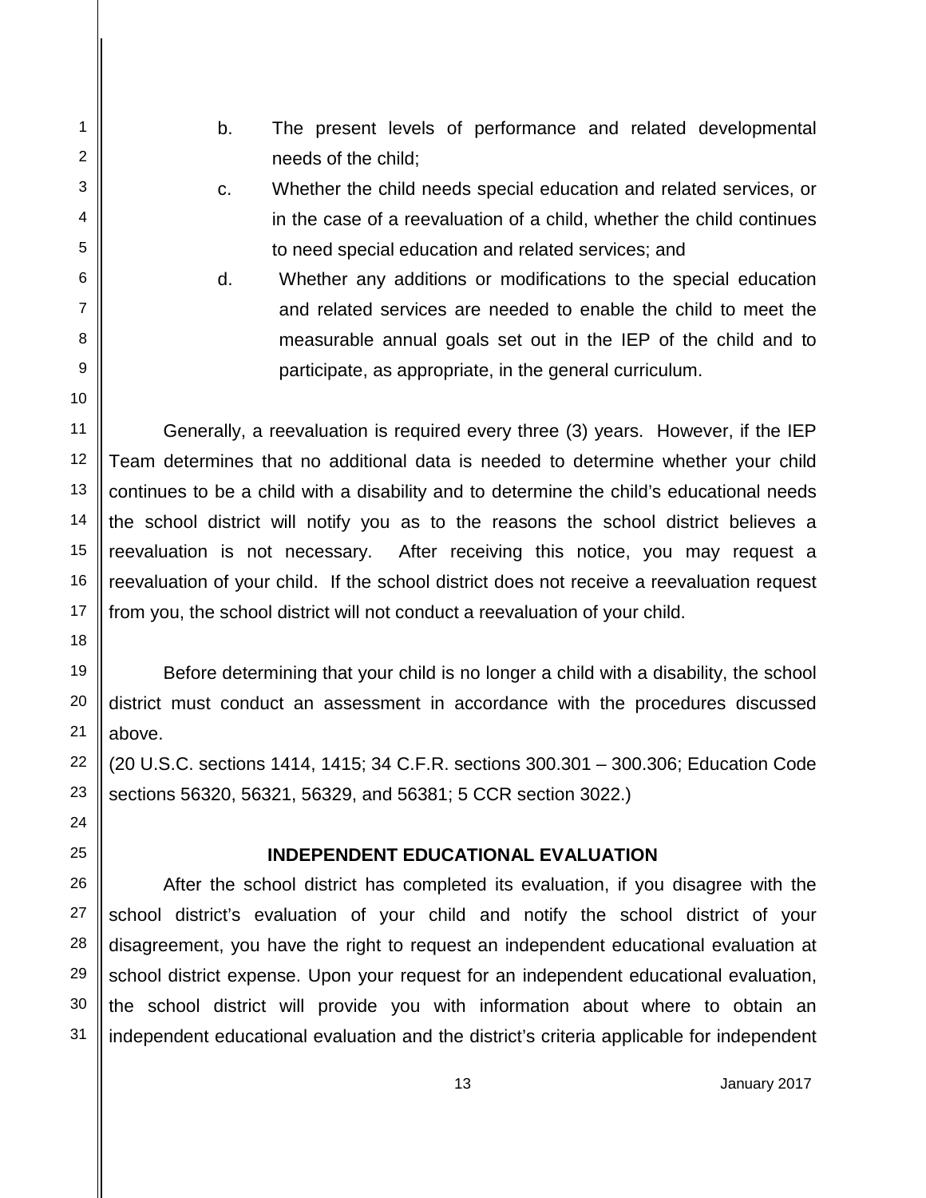b. The present levels of performance and related developmental needs of the child;

c. Whether the child needs special education and related services, or in the case of a reevaluation of a child, whether the child continues to need special education and related services; and

d. Whether any additions or modifications to the special education and related services are needed to enable the child to meet the measurable annual goals set out in the IEP of the child and to participate, as appropriate, in the general curriculum.

Generally, a reevaluation is required every three (3) years. However, if the IEP Team determines that no additional data is needed to determine whether your child continues to be a child with a disability and to determine the child's educational needs the school district will notify you as to the reasons the school district believes a reevaluation is not necessary. After receiving this notice, you may request a reevaluation of your child. If the school district does not receive a reevaluation request from you, the school district will not conduct a reevaluation of your child.

Before determining that your child is no longer a child with a disability, the school district must conduct an assessment in accordance with the procedures discussed above.
(20 U.S.C. sections 1414, 1415; 34 C.F.R. sections 300.301 – 300.306; Education Code sections 56320, 56321, 56329, and 56381; 5 CCR section 3022.)

## INDEPENDENT EDUCATIONAL EVALUATION

After the school district has completed its evaluation, if you disagree with the school district's evaluation of your child and notify the school district of your disagreement, you have the right to request an independent educational evaluation at school district expense. Upon your request for an independent educational evaluation, the school district will provide you with information about where to obtain an independent educational evaluation and the district's criteria applicable for independent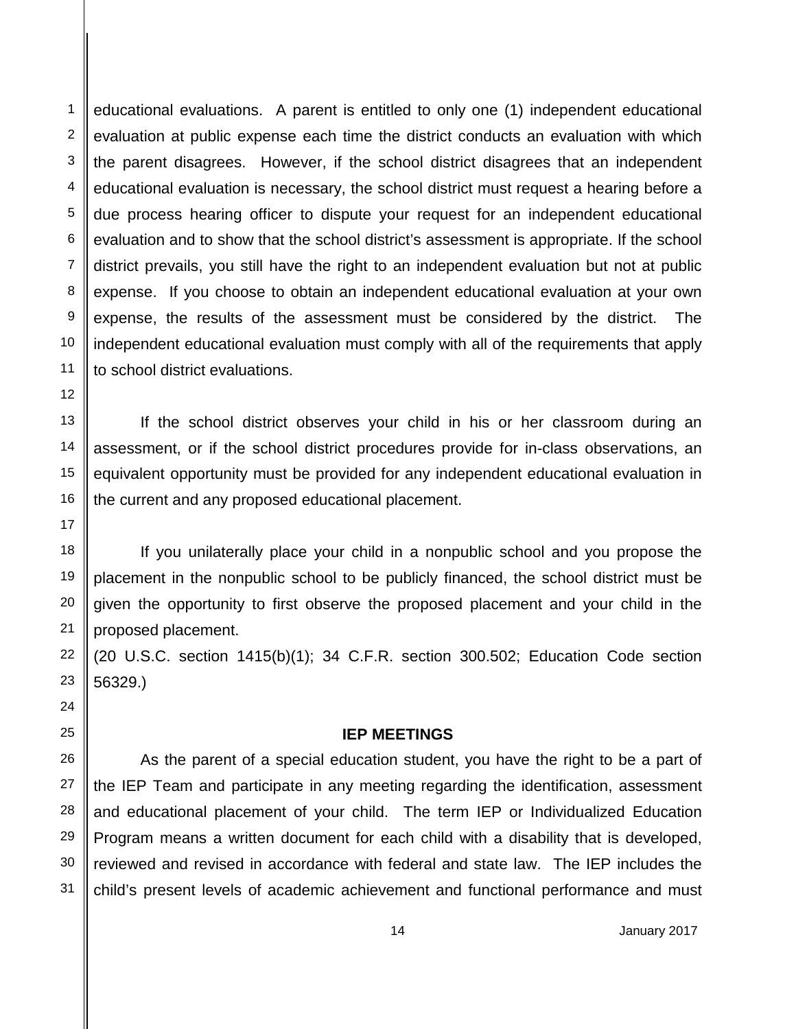educational evaluations. A parent is entitled to only one (1) independent educational evaluation at public expense each time the district conducts an evaluation with which the parent disagrees. However, if the school district disagrees that an independent educational evaluation is necessary, the school district must request a hearing before a due process hearing officer to dispute your request for an independent educational evaluation and to show that the school district's assessment is appropriate. If the school district prevails, you still have the right to an independent evaluation but not at public expense. If you choose to obtain an independent educational evaluation at your own expense, the results of the assessment must be considered by the district. The independent educational evaluation must comply with all of the requirements that apply to school district evaluations.

If the school district observes your child in his or her classroom during an assessment, or if the school district procedures provide for in-class observations, an equivalent opportunity must be provided for any independent educational evaluation in the current and any proposed educational placement.

If you unilaterally place your child in a nonpublic school and you propose the placement in the nonpublic school to be publicly financed, the school district must be given the opportunity to first observe the proposed placement and your child in the proposed placement.
(20 U.S.C. section 1415(b)(1); 34 C.F.R. section 300.502; Education Code section 56329.)

## IEP MEETINGS

As the parent of a special education student, you have the right to be a part of the IEP Team and participate in any meeting regarding the identification, assessment and educational placement of your child. The term IEP or Individualized Education Program means a written document for each child with a disability that is developed, reviewed and revised in accordance with federal and state law. The IEP includes the child's present levels of academic achievement and functional performance and must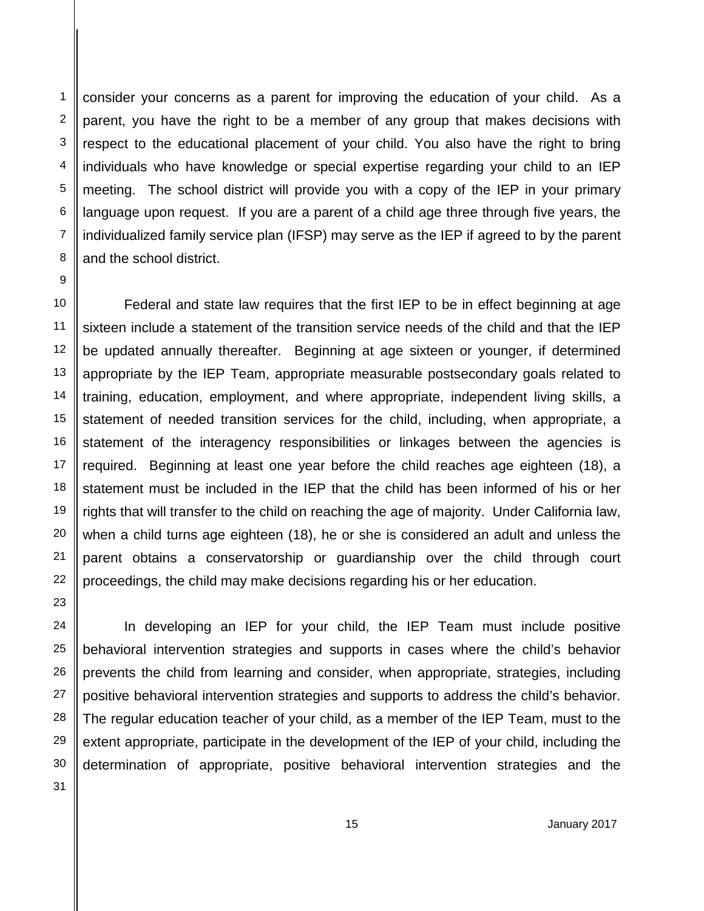consider your concerns as a parent for improving the education of your child. As a parent, you have the right to be a member of any group that makes decisions with respect to the educational placement of your child. You also have the right to bring individuals who have knowledge or special expertise regarding your child to an IEP meeting. The school district will provide you with a copy of the IEP in your primary language upon request. If you are a parent of a child age three through five years, the individualized family service plan (IFSP) may serve as the IEP if agreed to by the parent and the school district.

Federal and state law requires that the first IEP to be in effect beginning at age sixteen include a statement of the transition service needs of the child and that the IEP be updated annually thereafter. Beginning at age sixteen or younger, if determined appropriate by the IEP Team, appropriate measurable postsecondary goals related to training, education, employment, and where appropriate, independent living skills, a statement of needed transition services for the child, including, when appropriate, a statement of the interagency responsibilities or linkages between the agencies is required. Beginning at least one year before the child reaches age eighteen (18), a statement must be included in the IEP that the child has been informed of his or her rights that will transfer to the child on reaching the age of majority. Under California law, when a child turns age eighteen (18), he or she is considered an adult and unless the parent obtains a conservatorship or guardianship over the child through court proceedings, the child may make decisions regarding his or her education.

In developing an IEP for your child, the IEP Team must include positive behavioral intervention strategies and supports in cases where the child's behavior prevents the child from learning and consider, when appropriate, strategies, including positive behavioral intervention strategies and supports to address the child's behavior. The regular education teacher of your child, as a member of the IEP Team, must to the extent appropriate, participate in the development of the IEP of your child, including the determination of appropriate, positive behavioral intervention strategies and the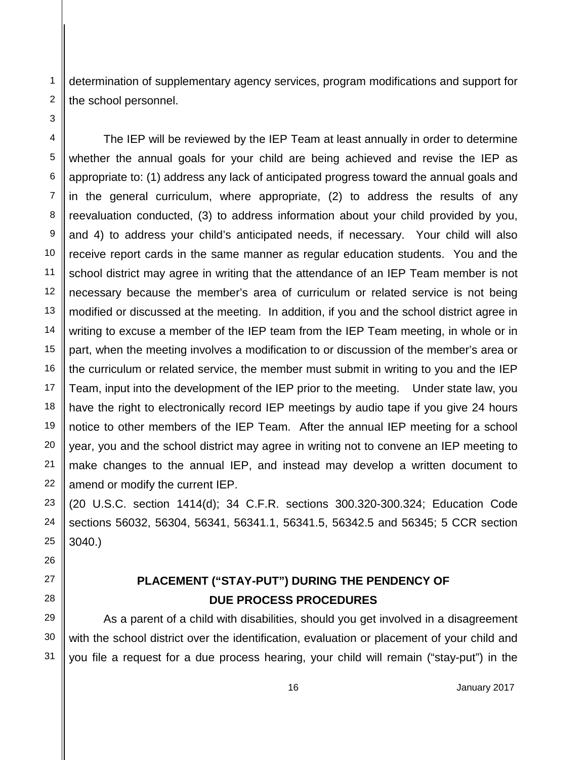determination of supplementary agency services, program modifications and support for the school personnel.

The IEP will be reviewed by the IEP Team at least annually in order to determine whether the annual goals for your child are being achieved and revise the IEP as appropriate to: (1) address any lack of anticipated progress toward the annual goals and in the general curriculum, where appropriate, (2) to address the results of any reevaluation conducted, (3) to address information about your child provided by you, and 4) to address your child's anticipated needs, if necessary. Your child will also receive report cards in the same manner as regular education students. You and the school district may agree in writing that the attendance of an IEP Team member is not necessary because the member's area of curriculum or related service is not being modified or discussed at the meeting. In addition, if you and the school district agree in writing to excuse a member of the IEP team from the IEP Team meeting, in whole or in part, when the meeting involves a modification to or discussion of the member's area or the curriculum or related service, the member must submit in writing to you and the IEP Team, input into the development of the IEP prior to the meeting. Under state law, you have the right to electronically record IEP meetings by audio tape if you give 24 hours notice to other members of the IEP Team. After the annual IEP meeting for a school year, you and the school district may agree in writing not to convene an IEP meeting to make changes to the annual IEP, and instead may develop a written document to amend or modify the current IEP.
(20 U.S.C. section 1414(d); 34 C.F.R. sections 300.320-300.324; Education Code sections 56032, 56304, 56341, 56341.1, 56341.5, 56342.5 and 56345; 5 CCR section 3040.)

## PLACEMENT ("STAY-PUT") DURING THE PENDENCY OF DUE PROCESS PROCEDURES

As a parent of a child with disabilities, should you get involved in a disagreement with the school district over the identification, evaluation or placement of your child and you file a request for a due process hearing, your child will remain ("stay-put") in the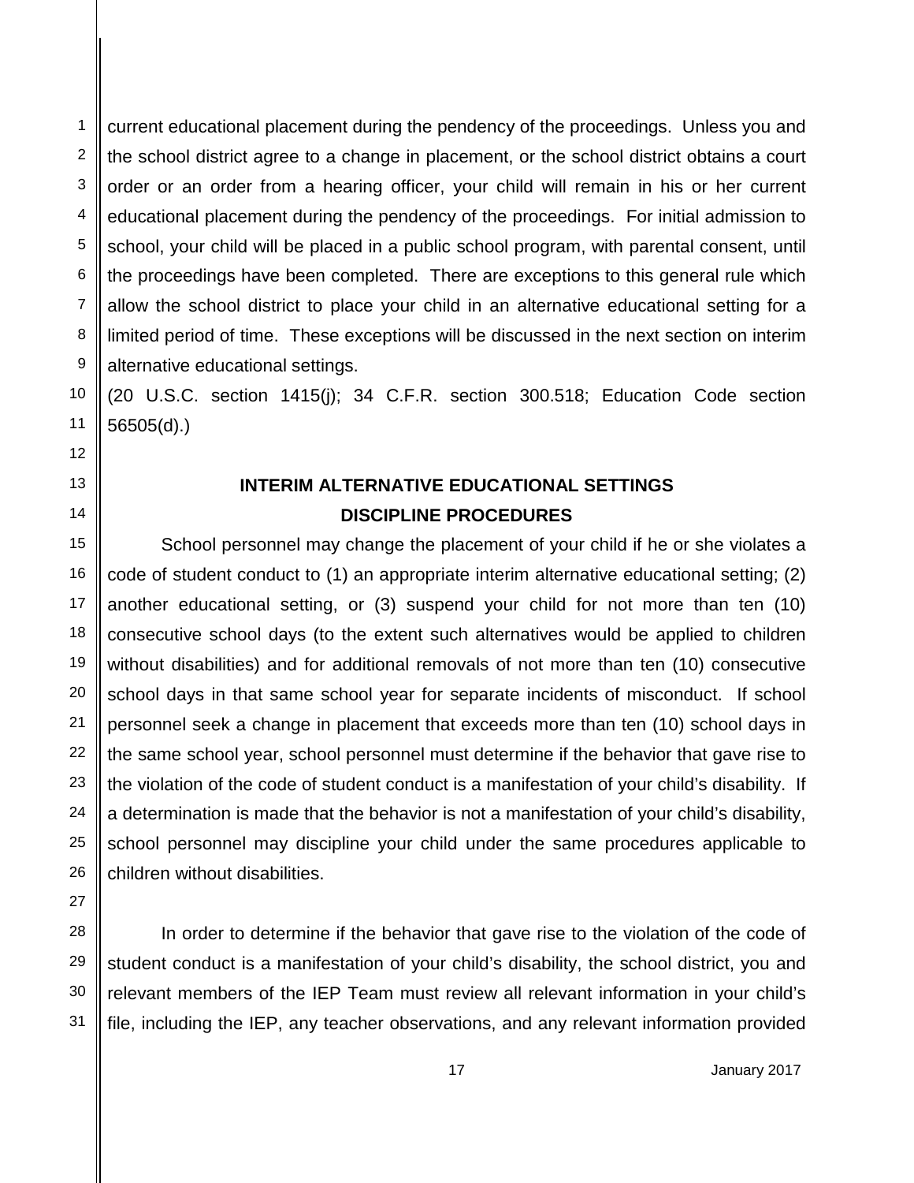current educational placement during the pendency of the proceedings. Unless you and the school district agree to a change in placement, or the school district obtains a court order or an order from a hearing officer, your child will remain in his or her current educational placement during the pendency of the proceedings. For initial admission to school, your child will be placed in a public school program, with parental consent, until the proceedings have been completed. There are exceptions to this general rule which allow the school district to place your child in an alternative educational setting for a limited period of time. These exceptions will be discussed in the next section on interim alternative educational settings.

(20 U.S.C. section 1415(j); 34 C.F.R. section 300.518; Education Code section 56505(d).)

## INTERIM ALTERNATIVE EDUCATIONAL SETTINGS

## DISCIPLINE PROCEDURES

School personnel may change the placement of your child if he or she violates a code of student conduct to (1) an appropriate interim alternative educational setting; (2) another educational setting, or (3) suspend your child for not more than ten (10) consecutive school days (to the extent such alternatives would be applied to children without disabilities) and for additional removals of not more than ten (10) consecutive school days in that same school year for separate incidents of misconduct. If school personnel seek a change in placement that exceeds more than ten (10) school days in the same school year, school personnel must determine if the behavior that gave rise to the violation of the code of student conduct is a manifestation of your child's disability. If a determination is made that the behavior is not a manifestation of your child's disability, school personnel may discipline your child under the same procedures applicable to children without disabilities.

In order to determine if the behavior that gave rise to the violation of the code of student conduct is a manifestation of your child's disability, the school district, you and relevant members of the IEP Team must review all relevant information in your child's file, including the IEP, any teacher observations, and any relevant information provided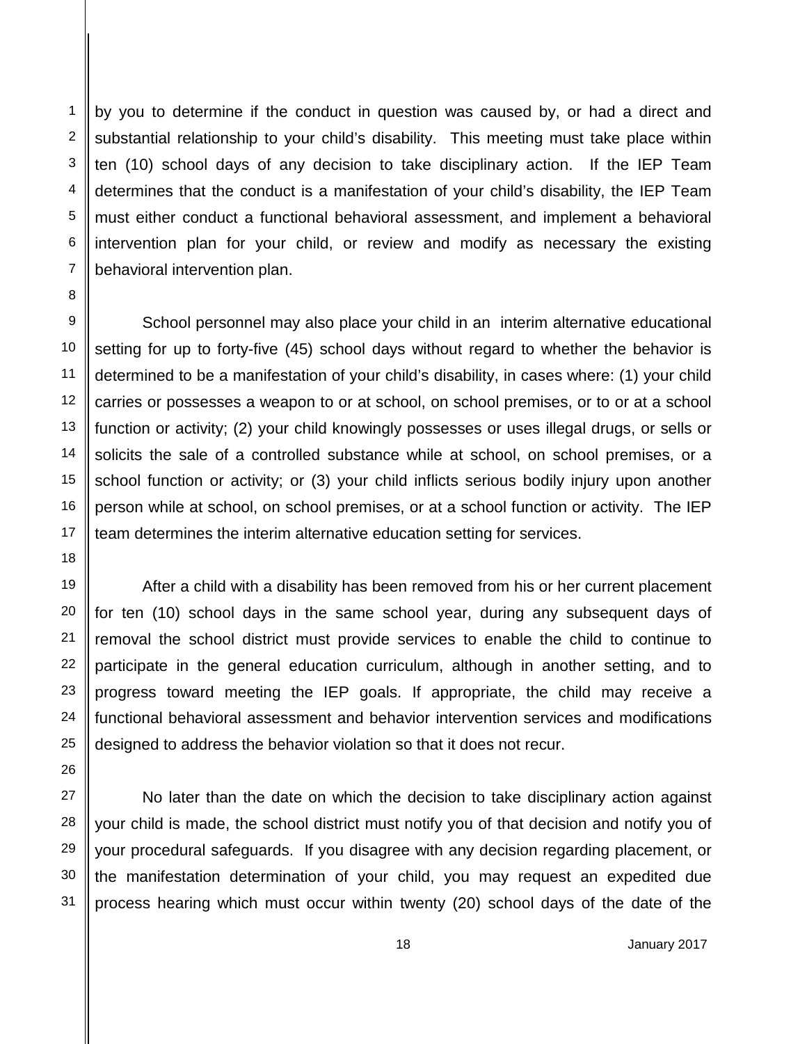by you to determine if the conduct in question was caused by, or had a direct and substantial relationship to your child's disability. This meeting must take place within ten (10) school days of any decision to take disciplinary action. If the IEP Team determines that the conduct is a manifestation of your child's disability, the IEP Team must either conduct a functional behavioral assessment, and implement a behavioral intervention plan for your child, or review and modify as necessary the existing behavioral intervention plan.

School personnel may also place your child in an interim alternative educational setting for up to forty-five (45) school days without regard to whether the behavior is determined to be a manifestation of your child's disability, in cases where: (1) your child carries or possesses a weapon to or at school, on school premises, or to or at a school function or activity; (2) your child knowingly possesses or uses illegal drugs, or sells or solicits the sale of a controlled substance while at school, on school premises, or a school function or activity; or (3) your child inflicts serious bodily injury upon another person while at school, on school premises, or at a school function or activity. The IEP team determines the interim alternative education setting for services.

After a child with a disability has been removed from his or her current placement for ten (10) school days in the same school year, during any subsequent days of removal the school district must provide services to enable the child to continue to participate in the general education curriculum, although in another setting, and to progress toward meeting the IEP goals. If appropriate, the child may receive a functional behavioral assessment and behavior intervention services and modifications designed to address the behavior violation so that it does not recur.

No later than the date on which the decision to take disciplinary action against your child is made, the school district must notify you of that decision and notify you of your procedural safeguards. If you disagree with any decision regarding placement, or the manifestation determination of your child, you may request an expedited due process hearing which must occur within twenty (20) school days of the date of the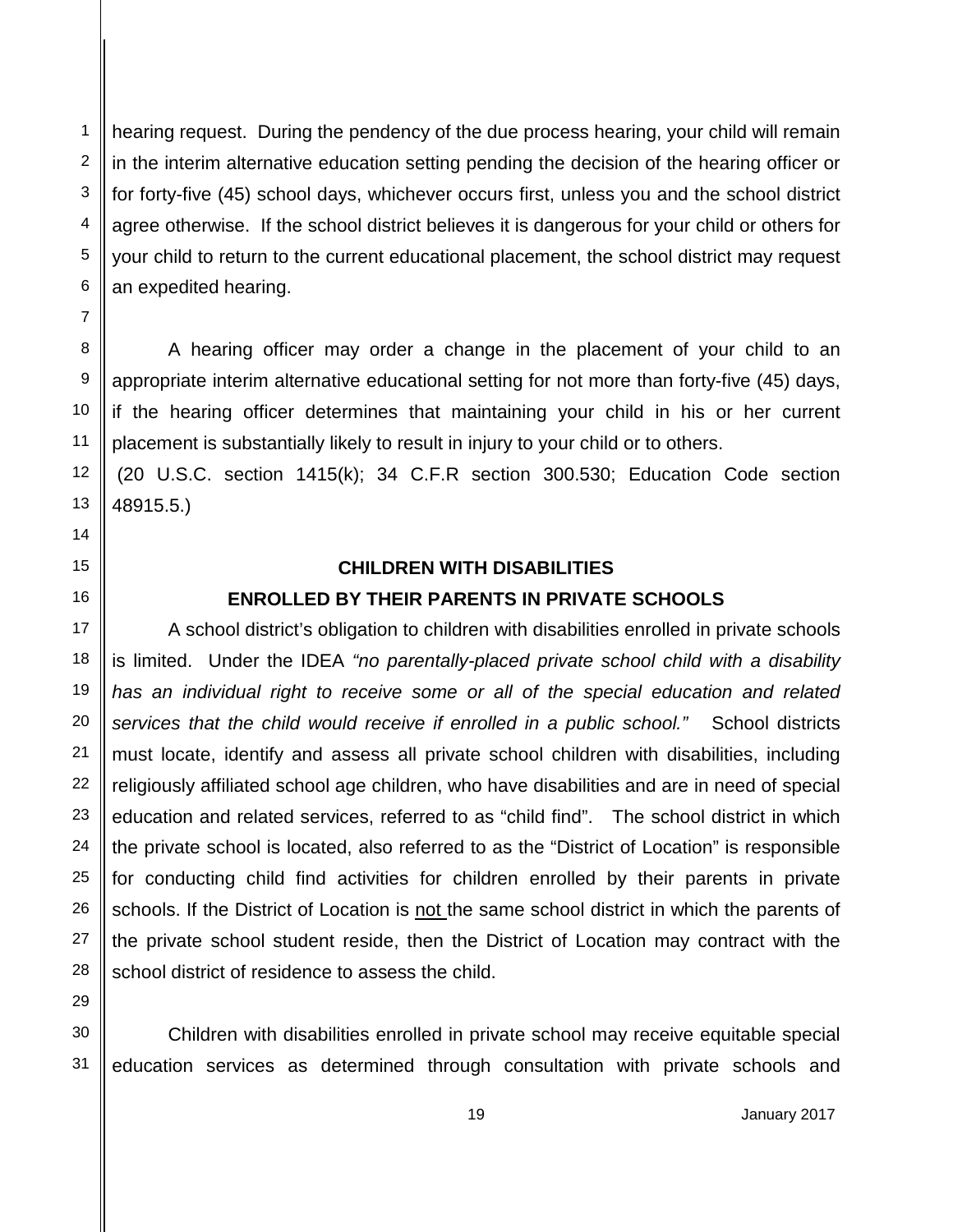hearing request. During the pendency of the due process hearing, your child will remain in the interim alternative education setting pending the decision of the hearing officer or for forty-five (45) school days, whichever occurs first, unless you and the school district agree otherwise. If the school district believes it is dangerous for your child or others for your child to return to the current educational placement, the school district may request an expedited hearing.

A hearing officer may order a change in the placement of your child to an appropriate interim alternative educational setting for not more than forty-five (45) days, if the hearing officer determines that maintaining your child in his or her current placement is substantially likely to result in injury to your child or to others.
(20 U.S.C. section 1415(k); 34 C.F.R section 300.530; Education Code section 48915.5.)

## CHILDREN WITH DISABILITIES ENROLLED BY THEIR PARENTS IN PRIVATE SCHOOLS

A school district's obligation to children with disabilities enrolled in private schools is limited. Under the IDEA *"no parentally-placed private school child with a disability has an individual right to receive some or all of the special education and related services that the child would receive if enrolled in a public school."* School districts must locate, identify and assess all private school children with disabilities, including religiously affiliated school age children, who have disabilities and are in need of special education and related services, referred to as "child find". The school district in which the private school is located, also referred to as the "District of Location" is responsible for conducting child find activities for children enrolled by their parents in private schools. If the District of Location is <u>not</u> the same school district in which the parents of the private school student reside, then the District of Location may contract with the school district of residence to assess the child.

Children with disabilities enrolled in private school may receive equitable special education services as determined through consultation with private schools and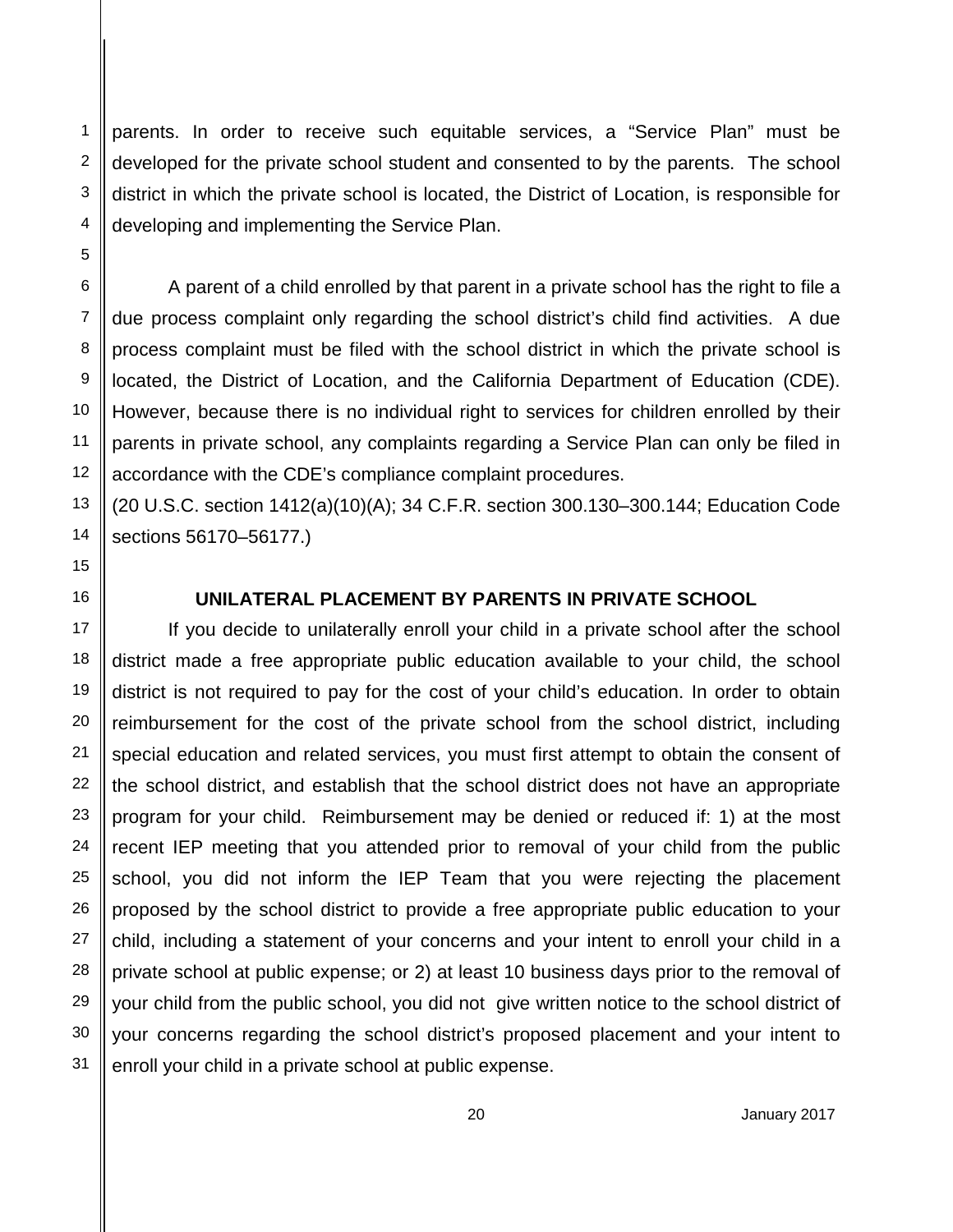parents. In order to receive such equitable services, a "Service Plan" must be developed for the private school student and consented to by the parents. The school district in which the private school is located, the District of Location, is responsible for developing and implementing the Service Plan.

A parent of a child enrolled by that parent in a private school has the right to file a due process complaint only regarding the school district's child find activities. A due process complaint must be filed with the school district in which the private school is located, the District of Location, and the California Department of Education (CDE). However, because there is no individual right to services for children enrolled by their parents in private school, any complaints regarding a Service Plan can only be filed in accordance with the CDE's compliance complaint procedures.
(20 U.S.C. section 1412(a)(10)(A); 34 C.F.R. section 300.130–300.144; Education Code sections 56170–56177.)

## UNILATERAL PLACEMENT BY PARENTS IN PRIVATE SCHOOL

If you decide to unilaterally enroll your child in a private school after the school district made a free appropriate public education available to your child, the school district is not required to pay for the cost of your child's education. In order to obtain reimbursement for the cost of the private school from the school district, including special education and related services, you must first attempt to obtain the consent of the school district, and establish that the school district does not have an appropriate program for your child. Reimbursement may be denied or reduced if: 1) at the most recent IEP meeting that you attended prior to removal of your child from the public school, you did not inform the IEP Team that you were rejecting the placement proposed by the school district to provide a free appropriate public education to your child, including a statement of your concerns and your intent to enroll your child in a private school at public expense; or 2) at least 10 business days prior to the removal of your child from the public school, you did not give written notice to the school district of your concerns regarding the school district's proposed placement and your intent to enroll your child in a private school at public expense.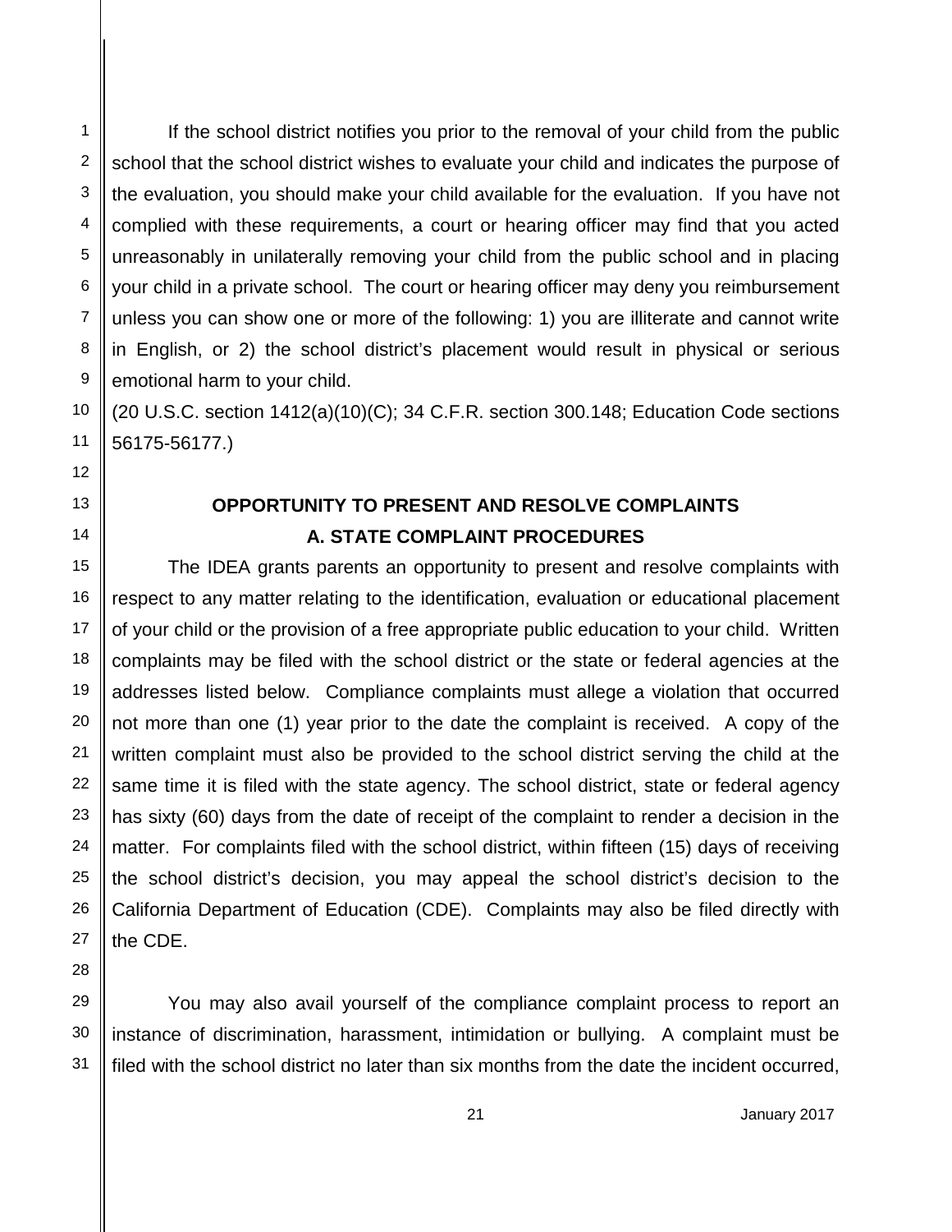If the school district notifies you prior to the removal of your child from the public school that the school district wishes to evaluate your child and indicates the purpose of the evaluation, you should make your child available for the evaluation. If you have not complied with these requirements, a court or hearing officer may find that you acted unreasonably in unilaterally removing your child from the public school and in placing your child in a private school. The court or hearing officer may deny you reimbursement unless you can show one or more of the following: 1) you are illiterate and cannot write in English, or 2) the school district's placement would result in physical or serious emotional harm to your child.

(20 U.S.C. section 1412(a)(10)(C); 34 C.F.R. section 300.148; Education Code sections 56175-56177.)

## OPPORTUNITY TO PRESENT AND RESOLVE COMPLAINTS

### A. STATE COMPLAINT PROCEDURES

The IDEA grants parents an opportunity to present and resolve complaints with respect to any matter relating to the identification, evaluation or educational placement of your child or the provision of a free appropriate public education to your child. Written complaints may be filed with the school district or the state or federal agencies at the addresses listed below. Compliance complaints must allege a violation that occurred not more than one (1) year prior to the date the complaint is received. A copy of the written complaint must also be provided to the school district serving the child at the same time it is filed with the state agency. The school district, state or federal agency has sixty (60) days from the date of receipt of the complaint to render a decision in the matter. For complaints filed with the school district, within fifteen (15) days of receiving the school district's decision, you may appeal the school district's decision to the California Department of Education (CDE). Complaints may also be filed directly with the CDE.

You may also avail yourself of the compliance complaint process to report an instance of discrimination, harassment, intimidation or bullying. A complaint must be filed with the school district no later than six months from the date the incident occurred,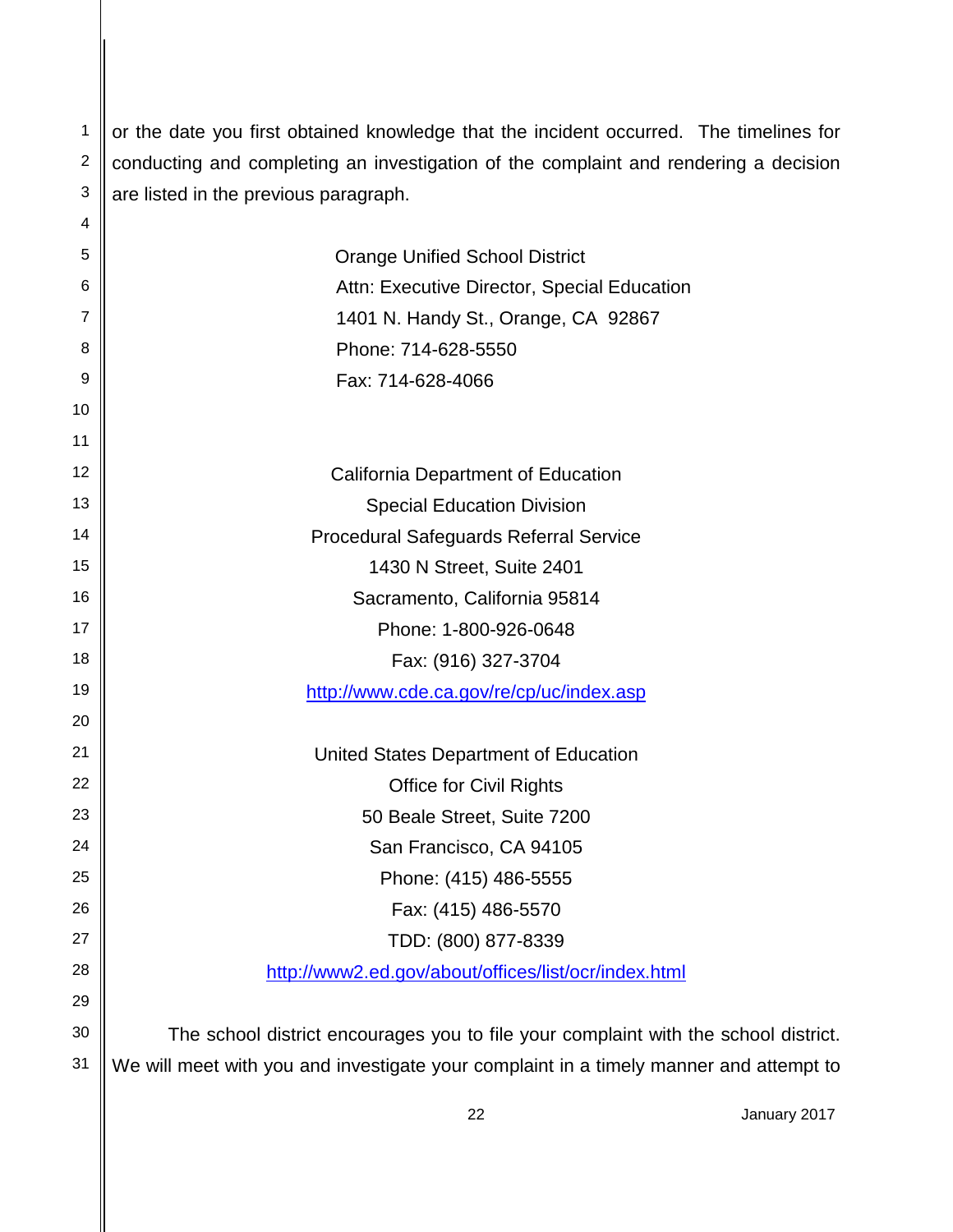or the date you first obtained knowledge that the incident occurred. The timelines for conducting and completing an investigation of the complaint and rendering a decision are listed in the previous paragraph.

Orange Unified School District
Attn: Executive Director, Special Education
1401 N. Handy St., Orange, CA 92867
Phone: 714-628-5550
Fax: 714-628-4066

California Department of Education
Special Education Division
Procedural Safeguards Referral Service
1430 N Street, Suite 2401
Sacramento, California 95814
Phone: 1-800-926-0648
Fax: (916) 327-3704
http://www.cde.ca.gov/re/cp/uc/index.asp

United States Department of Education
Office for Civil Rights
50 Beale Street, Suite 7200
San Francisco, CA 94105
Phone: (415) 486-5555
Fax: (415) 486-5570
TDD: (800) 877-8339
http://www2.ed.gov/about/offices/list/ocr/index.html

The school district encourages you to file your complaint with the school district. We will meet with you and investigate your complaint in a timely manner and attempt to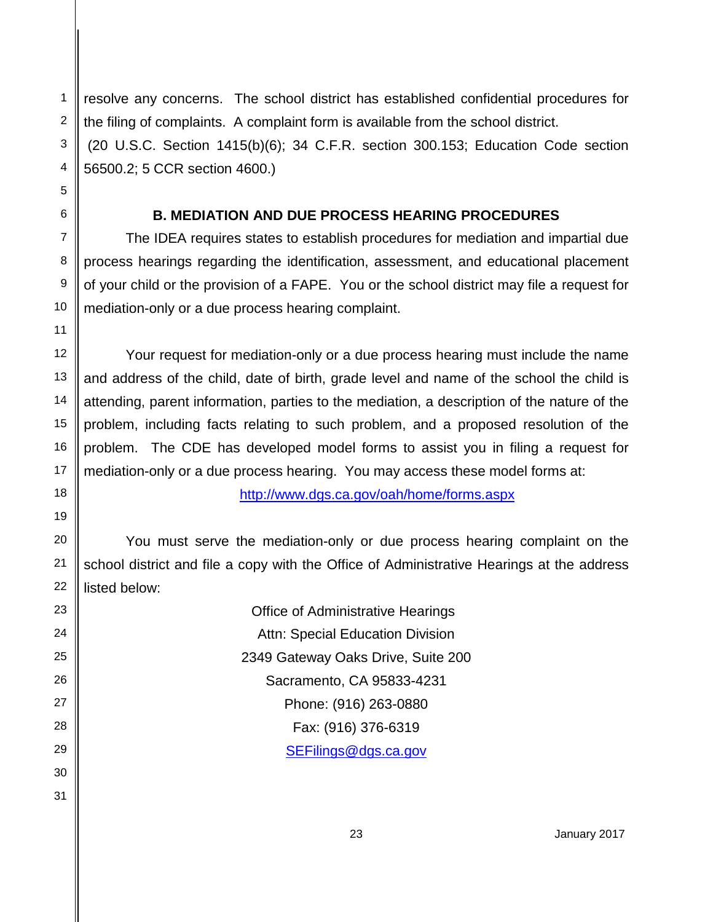resolve any concerns. The school district has established confidential procedures for the filing of complaints. A complaint form is available from the school district.
(20 U.S.C. Section 1415(b)(6); 34 C.F.R. section 300.153; Education Code section 56500.2; 5 CCR section 4600.)

## B. MEDIATION AND DUE PROCESS HEARING PROCEDURES

The IDEA requires states to establish procedures for mediation and impartial due process hearings regarding the identification, assessment, and educational placement of your child or the provision of a FAPE. You or the school district may file a request for mediation-only or a due process hearing complaint.

Your request for mediation-only or a due process hearing must include the name and address of the child, date of birth, grade level and name of the school the child is attending, parent information, parties to the mediation, a description of the nature of the problem, including facts relating to such problem, and a proposed resolution of the problem. The CDE has developed model forms to assist you in filing a request for mediation-only or a due process hearing. You may access these model forms at:

http://www.dgs.ca.gov/oah/home/forms.aspx

You must serve the mediation-only or due process hearing complaint on the school district and file a copy with the Office of Administrative Hearings at the address listed below:

Office of Administrative Hearings
Attn: Special Education Division
2349 Gateway Oaks Drive, Suite 200
Sacramento, CA 95833-4231
Phone: (916) 263-0880
Fax: (916) 376-6319
SEFilings@dgs.ca.gov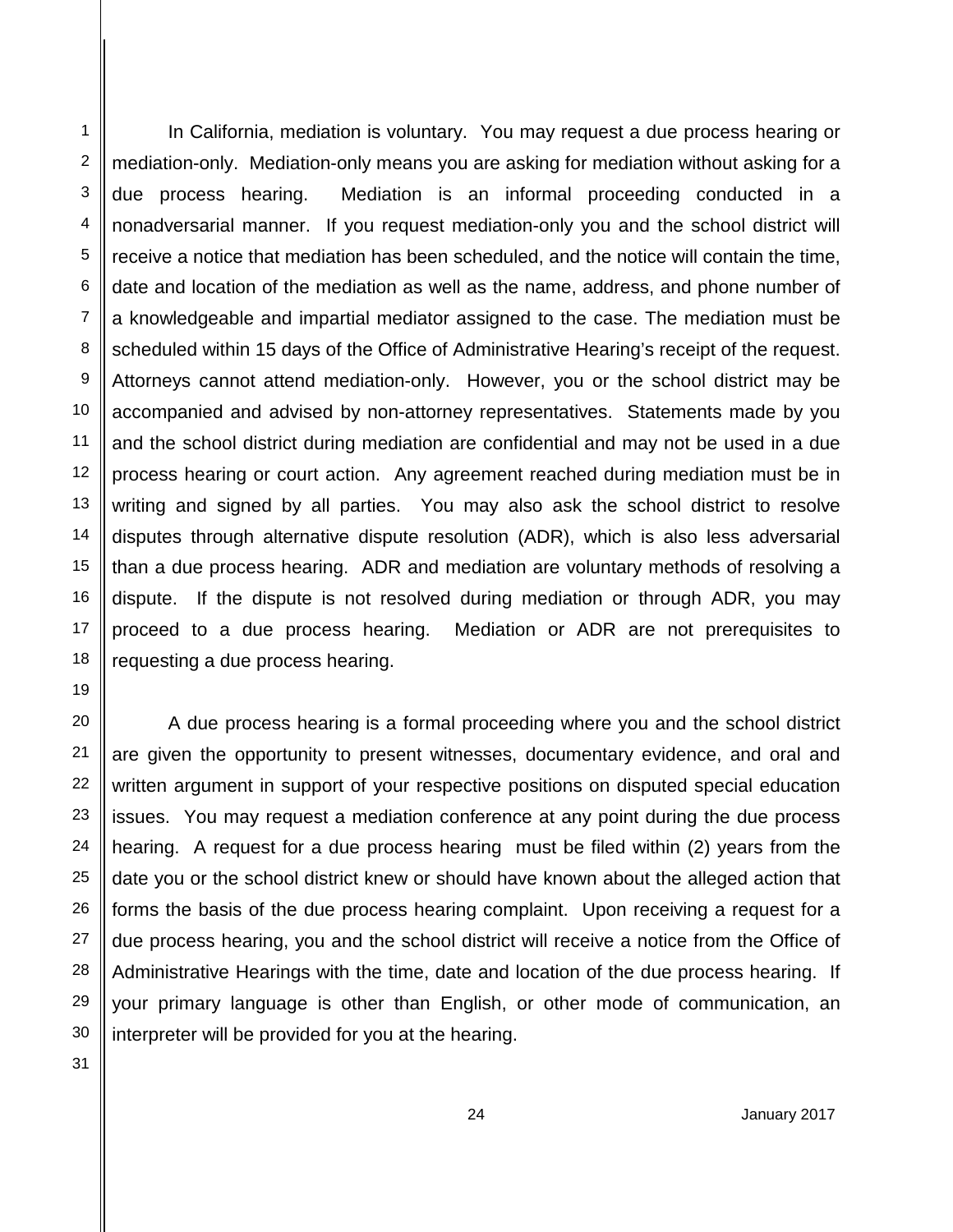In California, mediation is voluntary. You may request a due process hearing or mediation-only. Mediation-only means you are asking for mediation without asking for a due process hearing. Mediation is an informal proceeding conducted in a nonadversarial manner. If you request mediation-only you and the school district will receive a notice that mediation has been scheduled, and the notice will contain the time, date and location of the mediation as well as the name, address, and phone number of a knowledgeable and impartial mediator assigned to the case. The mediation must be scheduled within 15 days of the Office of Administrative Hearing's receipt of the request. Attorneys cannot attend mediation-only. However, you or the school district may be accompanied and advised by non-attorney representatives. Statements made by you and the school district during mediation are confidential and may not be used in a due process hearing or court action. Any agreement reached during mediation must be in writing and signed by all parties. You may also ask the school district to resolve disputes through alternative dispute resolution (ADR), which is also less adversarial than a due process hearing. ADR and mediation are voluntary methods of resolving a dispute. If the dispute is not resolved during mediation or through ADR, you may proceed to a due process hearing. Mediation or ADR are not prerequisites to requesting a due process hearing.

A due process hearing is a formal proceeding where you and the school district are given the opportunity to present witnesses, documentary evidence, and oral and written argument in support of your respective positions on disputed special education issues. You may request a mediation conference at any point during the due process hearing. A request for a due process hearing must be filed within (2) years from the date you or the school district knew or should have known about the alleged action that forms the basis of the due process hearing complaint. Upon receiving a request for a due process hearing, you and the school district will receive a notice from the Office of Administrative Hearings with the time, date and location of the due process hearing. If your primary language is other than English, or other mode of communication, an interpreter will be provided for you at the hearing.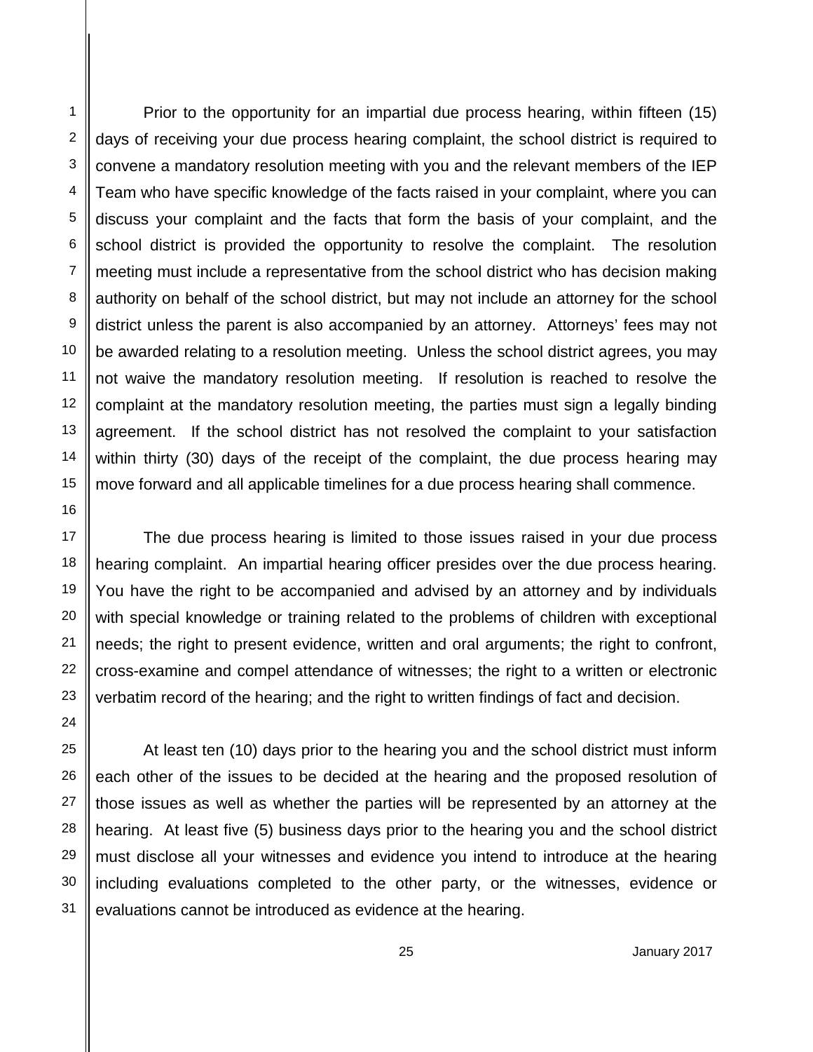Prior to the opportunity for an impartial due process hearing, within fifteen (15) days of receiving your due process hearing complaint, the school district is required to convene a mandatory resolution meeting with you and the relevant members of the IEP Team who have specific knowledge of the facts raised in your complaint, where you can discuss your complaint and the facts that form the basis of your complaint, and the school district is provided the opportunity to resolve the complaint. The resolution meeting must include a representative from the school district who has decision making authority on behalf of the school district, but may not include an attorney for the school district unless the parent is also accompanied by an attorney. Attorneys' fees may not be awarded relating to a resolution meeting. Unless the school district agrees, you may not waive the mandatory resolution meeting. If resolution is reached to resolve the complaint at the mandatory resolution meeting, the parties must sign a legally binding agreement. If the school district has not resolved the complaint to your satisfaction within thirty (30) days of the receipt of the complaint, the due process hearing may move forward and all applicable timelines for a due process hearing shall commence.

The due process hearing is limited to those issues raised in your due process hearing complaint. An impartial hearing officer presides over the due process hearing. You have the right to be accompanied and advised by an attorney and by individuals with special knowledge or training related to the problems of children with exceptional needs; the right to present evidence, written and oral arguments; the right to confront, cross-examine and compel attendance of witnesses; the right to a written or electronic verbatim record of the hearing; and the right to written findings of fact and decision.

At least ten (10) days prior to the hearing you and the school district must inform each other of the issues to be decided at the hearing and the proposed resolution of those issues as well as whether the parties will be represented by an attorney at the hearing. At least five (5) business days prior to the hearing you and the school district must disclose all your witnesses and evidence you intend to introduce at the hearing including evaluations completed to the other party, or the witnesses, evidence or evaluations cannot be introduced as evidence at the hearing.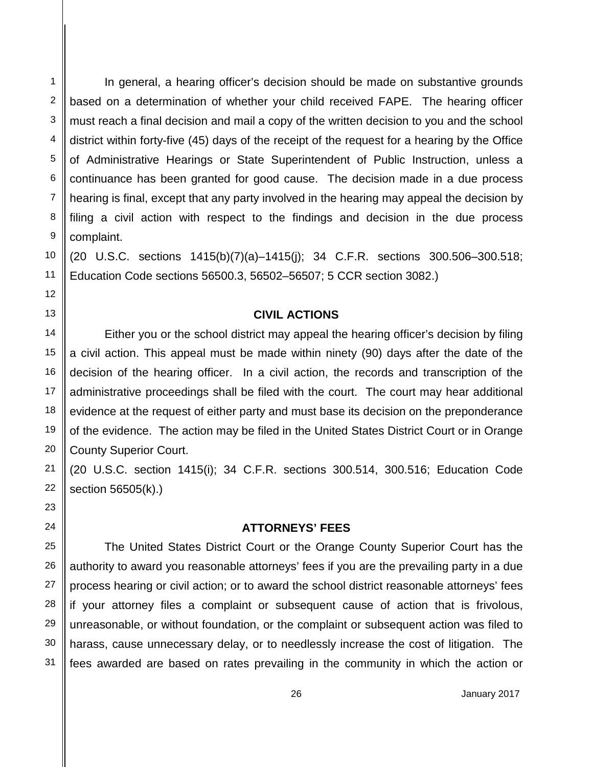In general, a hearing officer's decision should be made on substantive grounds based on a determination of whether your child received FAPE. The hearing officer must reach a final decision and mail a copy of the written decision to you and the school district within forty-five (45) days of the receipt of the request for a hearing by the Office of Administrative Hearings or State Superintendent of Public Instruction, unless a continuance has been granted for good cause. The decision made in a due process hearing is final, except that any party involved in the hearing may appeal the decision by filing a civil action with respect to the findings and decision in the due process complaint.

(20 U.S.C. sections 1415(b)(7)(a)–1415(j); 34 C.F.R. sections 300.506–300.518; Education Code sections 56500.3, 56502–56507; 5 CCR section 3082.)

## CIVIL ACTIONS

Either you or the school district may appeal the hearing officer's decision by filing a civil action. This appeal must be made within ninety (90) days after the date of the decision of the hearing officer. In a civil action, the records and transcription of the administrative proceedings shall be filed with the court. The court may hear additional evidence at the request of either party and must base its decision on the preponderance of the evidence. The action may be filed in the United States District Court or in Orange County Superior Court.

(20 U.S.C. section 1415(i); 34 C.F.R. sections 300.514, 300.516; Education Code section 56505(k).)

## ATTORNEYS' FEES

The United States District Court or the Orange County Superior Court has the authority to award you reasonable attorneys' fees if you are the prevailing party in a due process hearing or civil action; or to award the school district reasonable attorneys' fees if your attorney files a complaint or subsequent cause of action that is frivolous, unreasonable, or without foundation, or the complaint or subsequent action was filed to harass, cause unnecessary delay, or to needlessly increase the cost of litigation. The fees awarded are based on rates prevailing in the community in which the action or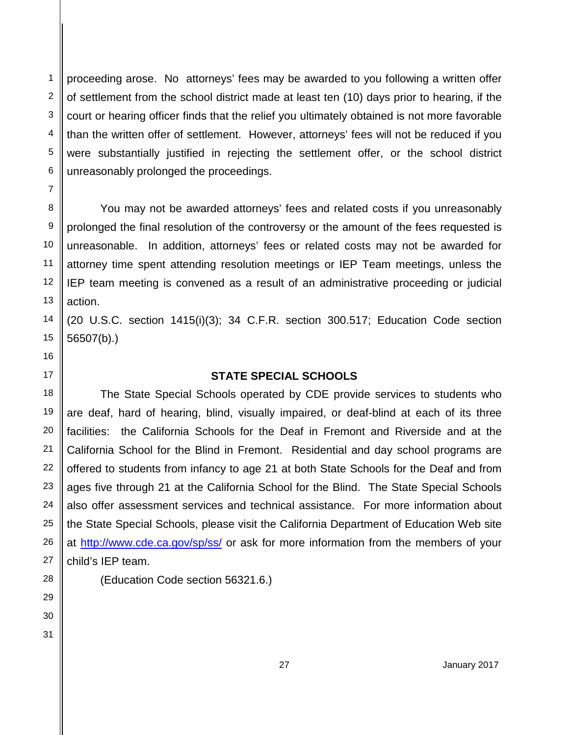proceeding arose. No attorneys' fees may be awarded to you following a written offer of settlement from the school district made at least ten (10) days prior to hearing, if the court or hearing officer finds that the relief you ultimately obtained is not more favorable than the written offer of settlement. However, attorneys' fees will not be reduced if you were substantially justified in rejecting the settlement offer, or the school district unreasonably prolonged the proceedings.

You may not be awarded attorneys' fees and related costs if you unreasonably prolonged the final resolution of the controversy or the amount of the fees requested is unreasonable. In addition, attorneys' fees or related costs may not be awarded for attorney time spent attending resolution meetings or IEP Team meetings, unless the IEP team meeting is convened as a result of an administrative proceeding or judicial action.

(20 U.S.C. section 1415(i)(3); 34 C.F.R. section 300.517; Education Code section 56507(b).)

## STATE SPECIAL SCHOOLS

The State Special Schools operated by CDE provide services to students who are deaf, hard of hearing, blind, visually impaired, or deaf-blind at each of its three facilities: the California Schools for the Deaf in Fremont and Riverside and at the California School for the Blind in Fremont. Residential and day school programs are offered to students from infancy to age 21 at both State Schools for the Deaf and from ages five through 21 at the California School for the Blind. The State Special Schools also offer assessment services and technical assistance. For more information about the State Special Schools, please visit the California Department of Education Web site at http://www.cde.ca.gov/sp/ss/ or ask for more information from the members of your child's IEP team.

(Education Code section 56321.6.)